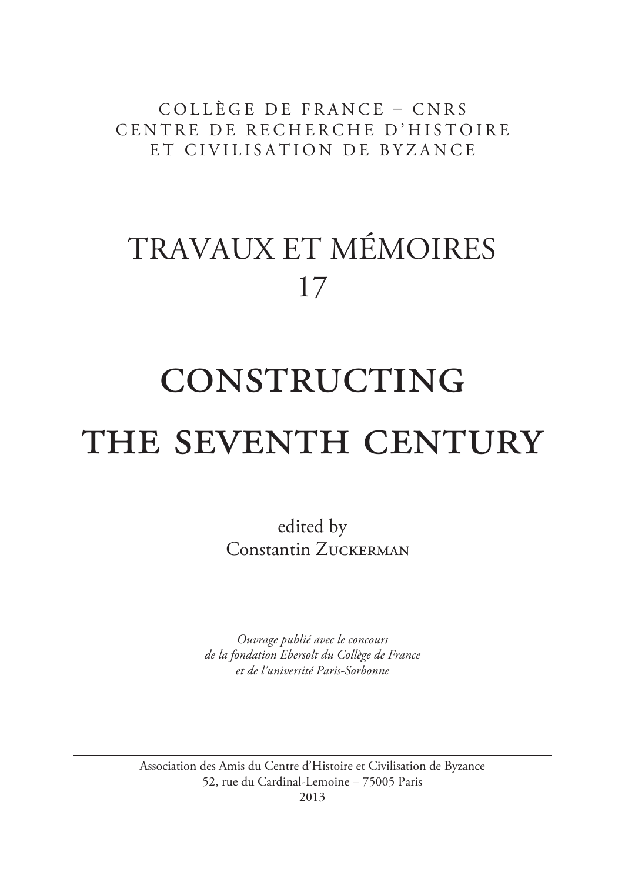COLLÈGE DE FRANCE – CNRS
CENTRE DE RECHERCHE D'HISTOIRE
ET CIVILISATION DE BYZANCE

# TRAVAUX ET MÉMOIRES 17

# CONSTRUCTING THE SEVENTH CENTURY

edited by
Constantin Zuckerman

*Ouvrage publié avec le concours*
*de la fondation Ebersolt du Collège de France*
*et de l'université Paris-Sorbonne*

Association des Amis du Centre d'Histoire et Civilisation de Byzance
52, rue du Cardinal-Lemoine – 75005 Paris
2013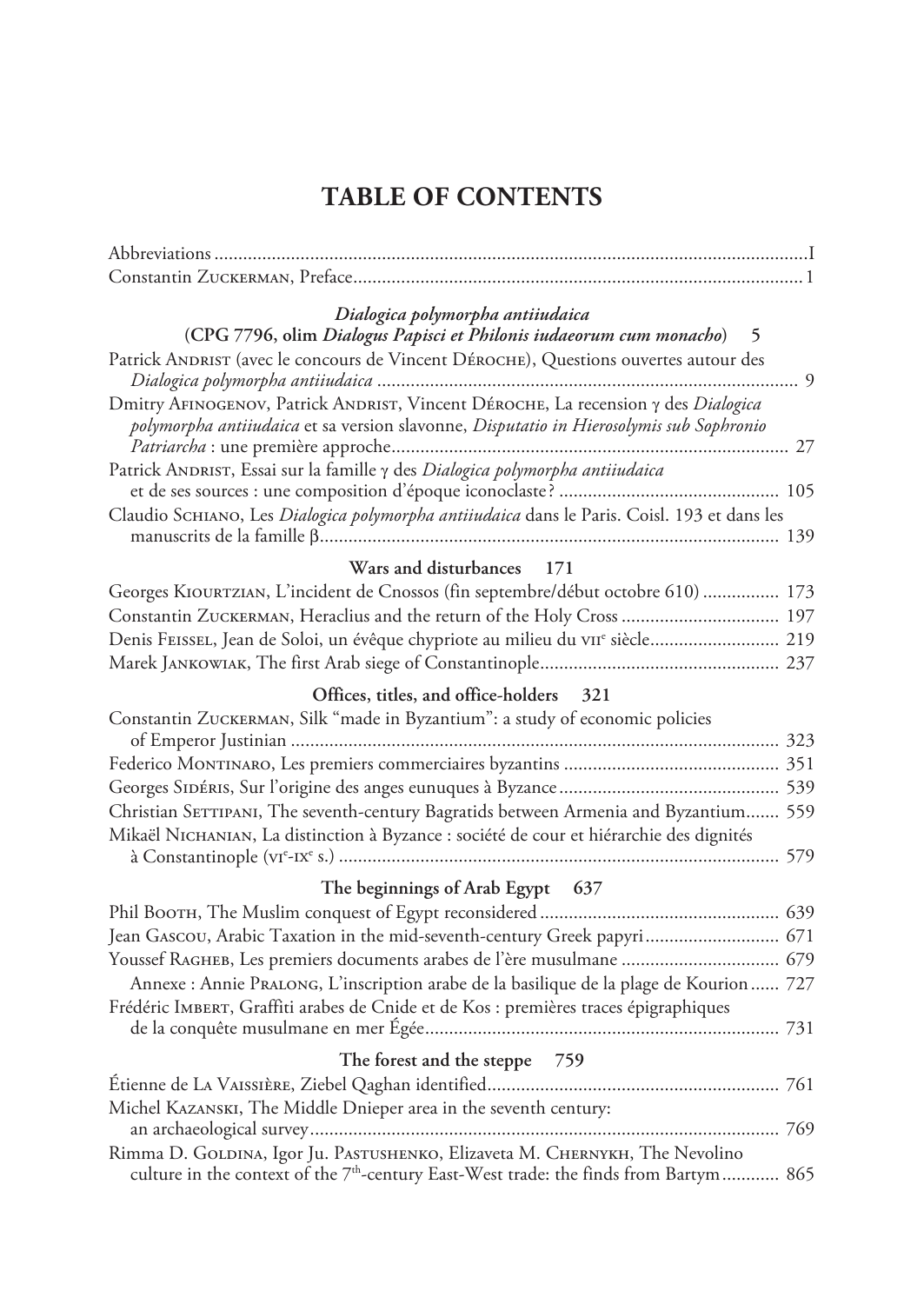# TABLE OF CONTENTS

Abbreviations .......... I
Constantin Zuckerman, Preface .......... 1

### *Dialogica polymorpha antiiudaica* (CPG 7796, olim *Dialogus Papisci et Philonis iudaeorum cum monacho*) 5

Patrick Andrist (avec le concours de Vincent Déroche), Questions ouvertes autour des *Dialogica polymorpha antiiudaica* .......... 9

Dmitry Afinogenov, Patrick Andrist, Vincent Déroche, La recension γ des *Dialogica polymorpha antiiudaica* et sa version slavonne, *Disputatio in Hierosolymis sub Sophronio Patriarcha* : une première approche .......... 27

Patrick Andrist, Essai sur la famille γ des *Dialogica polymorpha antiiudaica* et de ses sources : une composition d'époque iconoclaste ? .......... 105

Claudio Schiano, Les *Dialogica polymorpha antiiudaica* dans le Paris. Coisl. 193 et dans les manuscrits de la famille β .......... 139

### Wars and disturbances 171

Georges Kiourtzian, L'incident de Cnossos (fin septembre/début octobre 610) .......... 173

Constantin Zuckerman, Heraclius and the return of the Holy Cross .......... 197

Denis Feissel, Jean de Soloi, un évêque chypriote au milieu du VIIe siècle .......... 219

Marek Jankowiak, The first Arab siege of Constantinople .......... 237

### Offices, titles, and office-holders 321

Constantin Zuckerman, Silk "made in Byzantium": a study of economic policies of Emperor Justinian .......... 323

Federico Montinaro, Les premiers commerciaires byzantins .......... 351

Georges Sidéris, Sur l'origine des anges eunuques à Byzance .......... 539

Christian Settipani, The seventh-century Bagratids between Armenia and Byzantium .......... 559

Mikaël Nichanian, La distinction à Byzance : société de cour et hiérarchie des dignités à Constantinople (VIe-IXe s.) .......... 579

### The beginnings of Arab Egypt 637

Phil Booth, The Muslim conquest of Egypt reconsidered .......... 639

Jean Gascou, Arabic Taxation in the mid-seventh-century Greek papyri .......... 671

Youssef Ragheb, Les premiers documents arabes de l'ère musulmane .......... 679

Annexe : Annie Pralong, L'inscription arabe de la basilique de la plage de Kourion .......... 727

Frédéric Imbert, Graffiti arabes de Cnide et de Kos : premières traces épigraphiques de la conquête musulmane en mer Égée .......... 731

### The forest and the steppe 759

Étienne de La Vaissière, Ziebel Qaghan identified .......... 761

Michel Kazanski, The Middle Dnieper area in the seventh century: an archaeological survey .......... 769

Rimma D. Goldina, Igor Ju. Pastushenko, Elizaveta M. Chernykh, The Nevolino culture in the context of the 7th-century East-West trade: the finds from Bartym .......... 865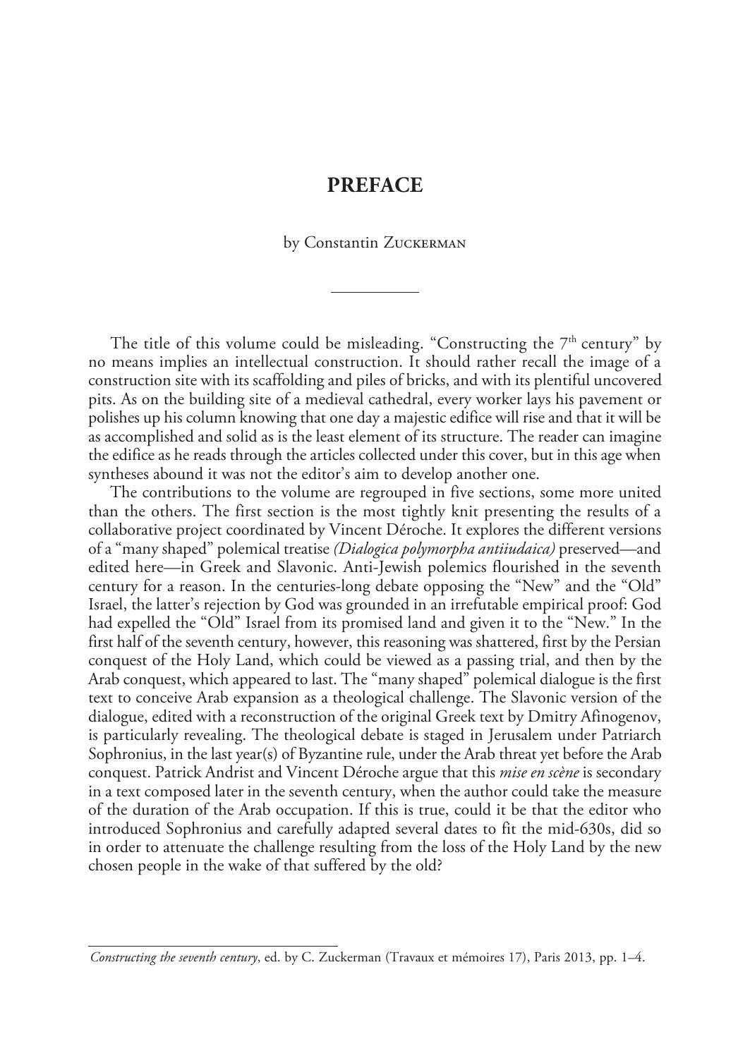# PREFACE

by Constantin Zuckerman

The title of this volume could be misleading. "Constructing the 7th century" by no means implies an intellectual construction. It should rather recall the image of a construction site with its scaffolding and piles of bricks, and with its plentiful uncovered pits. As on the building site of a medieval cathedral, every worker lays his pavement or polishes up his column knowing that one day a majestic edifice will rise and that it will be as accomplished and solid as is the least element of its structure. The reader can imagine the edifice as he reads through the articles collected under this cover, but in this age when syntheses abound it was not the editor's aim to develop another one.

The contributions to the volume are regrouped in five sections, some more united than the others. The first section is the most tightly knit presenting the results of a collaborative project coordinated by Vincent Déroche. It explores the different versions of a "many shaped" polemical treatise *(Dialogica polymorpha antiiudaica)* preserved—and edited here—in Greek and Slavonic. Anti-Jewish polemics flourished in the seventh century for a reason. In the centuries-long debate opposing the "New" and the "Old" Israel, the latter's rejection by God was grounded in an irrefutable empirical proof: God had expelled the "Old" Israel from its promised land and given it to the "New." In the first half of the seventh century, however, this reasoning was shattered, first by the Persian conquest of the Holy Land, which could be viewed as a passing trial, and then by the Arab conquest, which appeared to last. The "many shaped" polemical dialogue is the first text to conceive Arab expansion as a theological challenge. The Slavonic version of the dialogue, edited with a reconstruction of the original Greek text by Dmitry Afinogenov, is particularly revealing. The theological debate is staged in Jerusalem under Patriarch Sophronius, in the last year(s) of Byzantine rule, under the Arab threat yet before the Arab conquest. Patrick Andrist and Vincent Déroche argue that this *mise en scène* is secondary in a text composed later in the seventh century, when the author could take the measure of the duration of the Arab occupation. If this is true, could it be that the editor who introduced Sophronius and carefully adapted several dates to fit the mid-630s, did so in order to attenuate the challenge resulting from the loss of the Holy Land by the new chosen people in the wake of that suffered by the old?

*Constructing the seventh century*, ed. by C. Zuckerman (Travaux et mémoires 17), Paris 2013, pp. 1–4.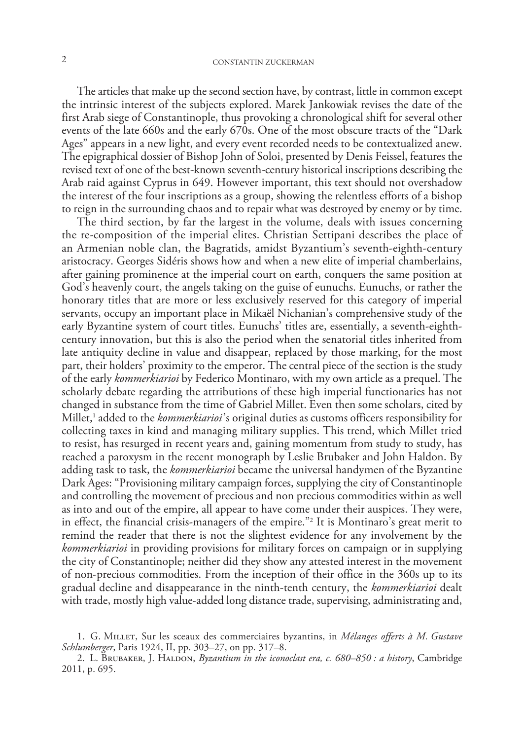The articles that make up the second section have, by contrast, little in common except the intrinsic interest of the subjects explored. Marek Jankowiak revises the date of the first Arab siege of Constantinople, thus provoking a chronological shift for several other events of the late 660s and the early 670s. One of the most obscure tracts of the "Dark Ages" appears in a new light, and every event recorded needs to be contextualized anew. The epigraphical dossier of Bishop John of Soloi, presented by Denis Feissel, features the revised text of one of the best-known seventh-century historical inscriptions describing the Arab raid against Cyprus in 649. However important, this text should not overshadow the interest of the four inscriptions as a group, showing the relentless efforts of a bishop to reign in the surrounding chaos and to repair what was destroyed by enemy or by time.

The third section, by far the largest in the volume, deals with issues concerning the re-composition of the imperial elites. Christian Settipani describes the place of an Armenian noble clan, the Bagratids, amidst Byzantium's seventh-eighth-century aristocracy. Georges Sidéris shows how and when a new elite of imperial chamberlains, after gaining prominence at the imperial court on earth, conquers the same position at God's heavenly court, the angels taking on the guise of eunuchs. Eunuchs, or rather the honorary titles that are more or less exclusively reserved for this category of imperial servants, occupy an important place in Mikaël Nichanian's comprehensive study of the early Byzantine system of court titles. Eunuchs' titles are, essentially, a seventh-eighth-century innovation, but this is also the period when the senatorial titles inherited from late antiquity decline in value and disappear, replaced by those marking, for the most part, their holders' proximity to the emperor. The central piece of the section is the study of the early *kommerkiarioi* by Federico Montinaro, with my own article as a prequel. The scholarly debate regarding the attributions of these high imperial functionaries has not changed in substance from the time of Gabriel Millet. Even then some scholars, cited by Millet,[1] added to the *kommerkiarioi*'s original duties as customs officers responsibility for collecting taxes in kind and managing military supplies. This trend, which Millet tried to resist, has resurged in recent years and, gaining momentum from study to study, has reached a paroxysm in the recent monograph by Leslie Brubaker and John Haldon. By adding task to task, the *kommerkiarioi* became the universal handymen of the Byzantine Dark Ages: "Provisioning military campaign forces, supplying the city of Constantinople and controlling the movement of precious and non precious commodities within as well as into and out of the empire, all appear to have come under their auspices. They were, in effect, the financial crisis-managers of the empire."[2] It is Montinaro's great merit to remind the reader that there is not the slightest evidence for any involvement by the *kommerkiarioi* in providing provisions for military forces on campaign or in supplying the city of Constantinople; neither did they show any attested interest in the movement of non-precious commodities. From the inception of their office in the 360s up to its gradual decline and disappearance in the ninth-tenth century, the *kommerkiarioi* dealt with trade, mostly high value-added long distance trade, supervising, administrating and,

1. G. Millet, Sur les sceaux des commerciaires byzantins, in *Mélanges offerts à M. Gustave Schlumberger*, Paris 1924, II, pp. 303–27, on pp. 317–8.

2. L. Brubaker, J. Haldon, *Byzantium in the iconoclast era, c. 680–850 : a history*, Cambridge 2011, p. 695.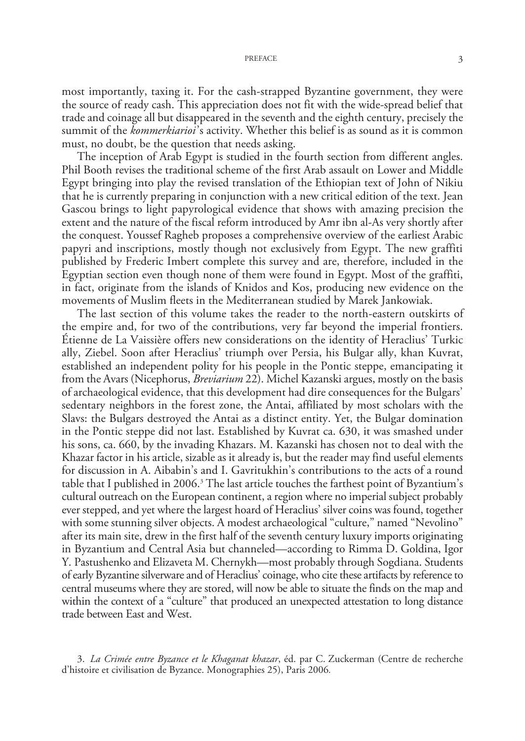most importantly, taxing it. For the cash-strapped Byzantine government, they were the source of ready cash. This appreciation does not fit with the wide-spread belief that trade and coinage all but disappeared in the seventh and the eighth century, precisely the summit of the *kommerkiarioi*'s activity. Whether this belief is as sound as it is common must, no doubt, be the question that needs asking.

The inception of Arab Egypt is studied in the fourth section from different angles. Phil Booth revises the traditional scheme of the first Arab assault on Lower and Middle Egypt bringing into play the revised translation of the Ethiopian text of John of Nikiu that he is currently preparing in conjunction with a new critical edition of the text. Jean Gascou brings to light papyrological evidence that shows with amazing precision the extent and the nature of the fiscal reform introduced by Amr ibn al-As very shortly after the conquest. Youssef Ragheb proposes a comprehensive overview of the earliest Arabic papyri and inscriptions, mostly though not exclusively from Egypt. The new graffiti published by Frederic Imbert complete this survey and are, therefore, included in the Egyptian section even though none of them were found in Egypt. Most of the graffiti, in fact, originate from the islands of Knidos and Kos, producing new evidence on the movements of Muslim fleets in the Mediterranean studied by Marek Jankowiak.

The last section of this volume takes the reader to the north-eastern outskirts of the empire and, for two of the contributions, very far beyond the imperial frontiers. Étienne de La Vaissière offers new considerations on the identity of Heraclius' Turkic ally, Ziebel. Soon after Heraclius' triumph over Persia, his Bulgar ally, khan Kuvrat, established an independent polity for his people in the Pontic steppe, emancipating it from the Avars (Nicephorus, *Breviarium* 22). Michel Kazanski argues, mostly on the basis of archaeological evidence, that this development had dire consequences for the Bulgars' sedentary neighbors in the forest zone, the Antai, affiliated by most scholars with the Slavs: the Bulgars destroyed the Antai as a distinct entity. Yet, the Bulgar domination in the Pontic steppe did not last. Established by Kuvrat ca. 630, it was smashed under his sons, ca. 660, by the invading Khazars. M. Kazanski has chosen not to deal with the Khazar factor in his article, sizable as it already is, but the reader may find useful elements for discussion in A. Aibabin's and I. Gavritukhin's contributions to the acts of a round table that I published in 2006.[3] The last article touches the farthest point of Byzantium's cultural outreach on the European continent, a region where no imperial subject probably ever stepped, and yet where the largest hoard of Heraclius' silver coins was found, together with some stunning silver objects. A modest archaeological "culture," named "Nevolino" after its main site, drew in the first half of the seventh century luxury imports originating in Byzantium and Central Asia but channeled—according to Rimma D. Goldina, Igor Y. Pastushenko and Elizaveta M. Chernykh—most probably through Sogdiana. Students of early Byzantine silverware and of Heraclius' coinage, who cite these artifacts by reference to central museums where they are stored, will now be able to situate the finds on the map and within the context of a "culture" that produced an unexpected attestation to long distance trade between East and West.

3. *La Crimée entre Byzance et le Khaganat khazar*, éd. par C. Zuckerman (Centre de recherche d'histoire et civilisation de Byzance. Monographies 25), Paris 2006.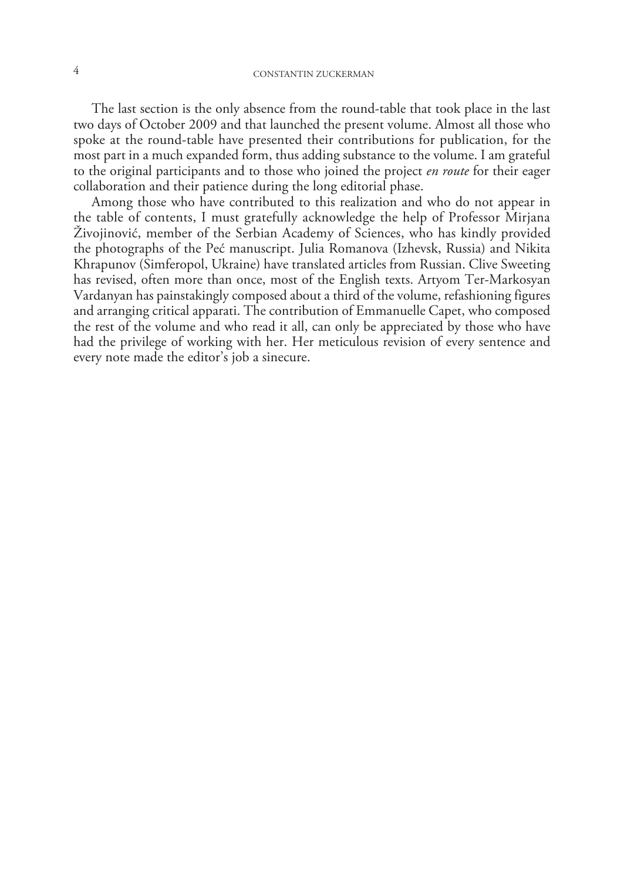The last section is the only absence from the round-table that took place in the last two days of October 2009 and that launched the present volume. Almost all those who spoke at the round-table have presented their contributions for publication, for the most part in a much expanded form, thus adding substance to the volume. I am grateful to the original participants and to those who joined the project *en route* for their eager collaboration and their patience during the long editorial phase.

Among those who have contributed to this realization and who do not appear in the table of contents, I must gratefully acknowledge the help of Professor Mirjana Živojinović, member of the Serbian Academy of Sciences, who has kindly provided the photographs of the Peć manuscript. Julia Romanova (Izhevsk, Russia) and Nikita Khrapunov (Simferopol, Ukraine) have translated articles from Russian. Clive Sweeting has revised, often more than once, most of the English texts. Artyom Ter-Markosyan Vardanyan has painstakingly composed about a third of the volume, refashioning figures and arranging critical apparati. The contribution of Emmanuelle Capet, who composed the rest of the volume and who read it all, can only be appreciated by those who have had the privilege of working with her. Her meticulous revision of every sentence and every note made the editor's job a sinecure.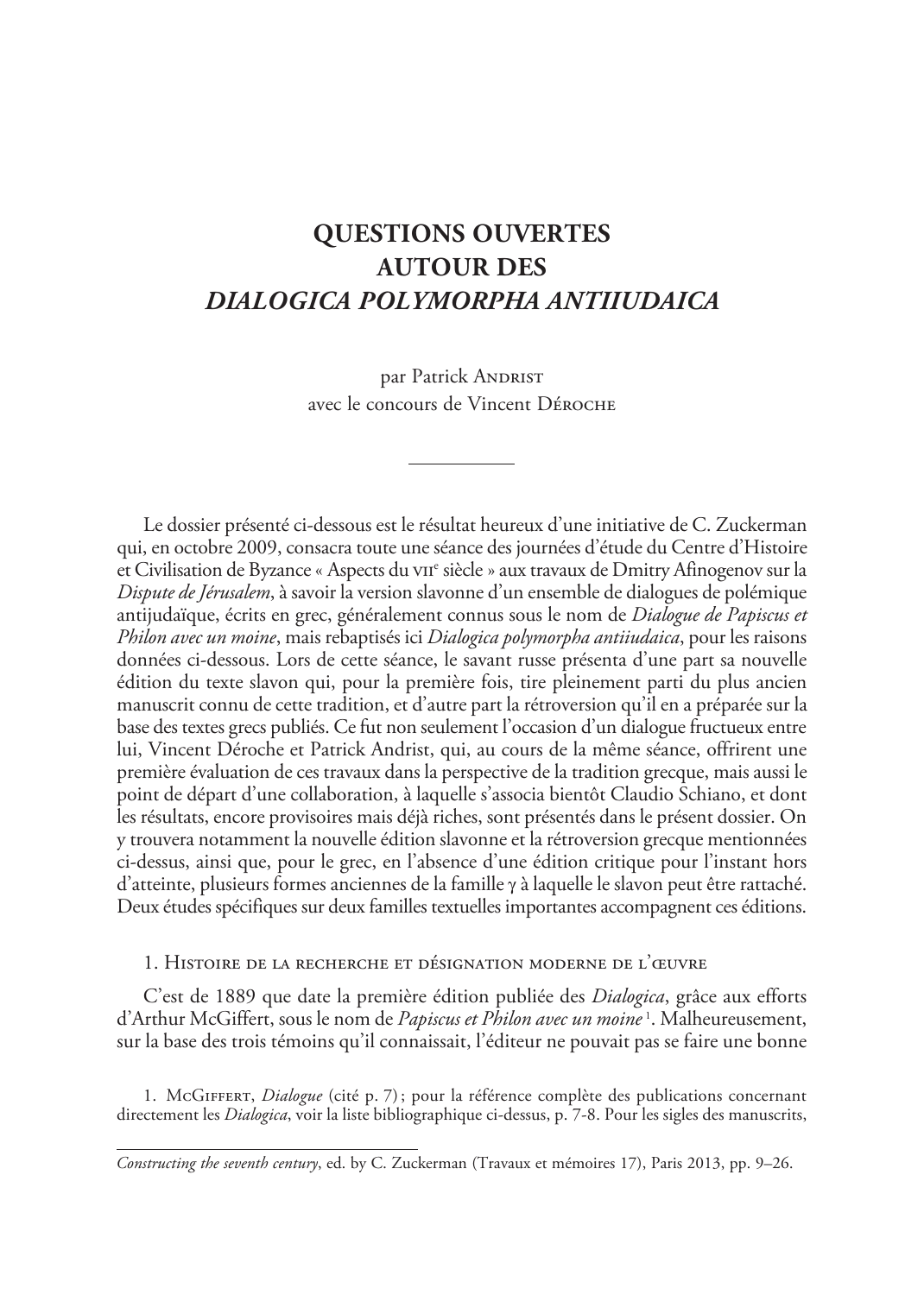# QUESTIONS OUVERTES AUTOUR DES *DIALOGICA POLYMORPHA ANTIIUDAICA*

par Patrick Andrist
avec le concours de Vincent Déroche

Le dossier présenté ci-dessous est le résultat heureux d'une initiative de C. Zuckerman qui, en octobre 2009, consacra toute une séance des journées d'étude du Centre d'Histoire et Civilisation de Byzance « Aspects du VII[e] siècle » aux travaux de Dmitry Afinogenov sur la *Dispute de Jérusalem*, à savoir la version slavonne d'un ensemble de dialogues de polémique antijudaïque, écrits en grec, généralement connus sous le nom de *Dialogue de Papiscus et Philon avec un moine*, mais rebaptisés ici *Dialogica polymorpha antiiudaica*, pour les raisons données ci-dessous. Lors de cette séance, le savant russe présenta d'une part sa nouvelle édition du texte slavon qui, pour la première fois, tire pleinement parti du plus ancien manuscrit connu de cette tradition, et d'autre part la rétroversion qu'il en a préparée sur la base des textes grecs publiés. Ce fut non seulement l'occasion d'un dialogue fructueux entre lui, Vincent Déroche et Patrick Andrist, qui, au cours de la même séance, offrirent une première évaluation de ces travaux dans la perspective de la tradition grecque, mais aussi le point de départ d'une collaboration, à laquelle s'associa bientôt Claudio Schiano, et dont les résultats, encore provisoires mais déjà riches, sont présentés dans le présent dossier. On y trouvera notamment la nouvelle édition slavonne et la rétroversion grecque mentionnées ci-dessus, ainsi que, pour le grec, en l'absence d'une édition critique pour l'instant hors d'atteinte, plusieurs formes anciennes de la famille γ à laquelle le slavon peut être rattaché. Deux études spécifiques sur deux familles textuelles importantes accompagnent ces éditions.

## 1. Histoire de la recherche et désignation moderne de l'œuvre

C'est de 1889 que date la première édition publiée des *Dialogica*, grâce aux efforts d'Arthur McGiffert, sous le nom de *Papiscus et Philon avec un moine* [1]. Malheureusement, sur la base des trois témoins qu'il connaissait, l'éditeur ne pouvait pas se faire une bonne

1. McGiffert, *Dialogue* (cité p. 7) ; pour la référence complète des publications concernant directement les *Dialogica*, voir la liste bibliographique ci-dessus, p. 7-8. Pour les sigles des manuscrits,

*Constructing the seventh century*, ed. by C. Zuckerman (Travaux et mémoires 17), Paris 2013, pp. 9–26.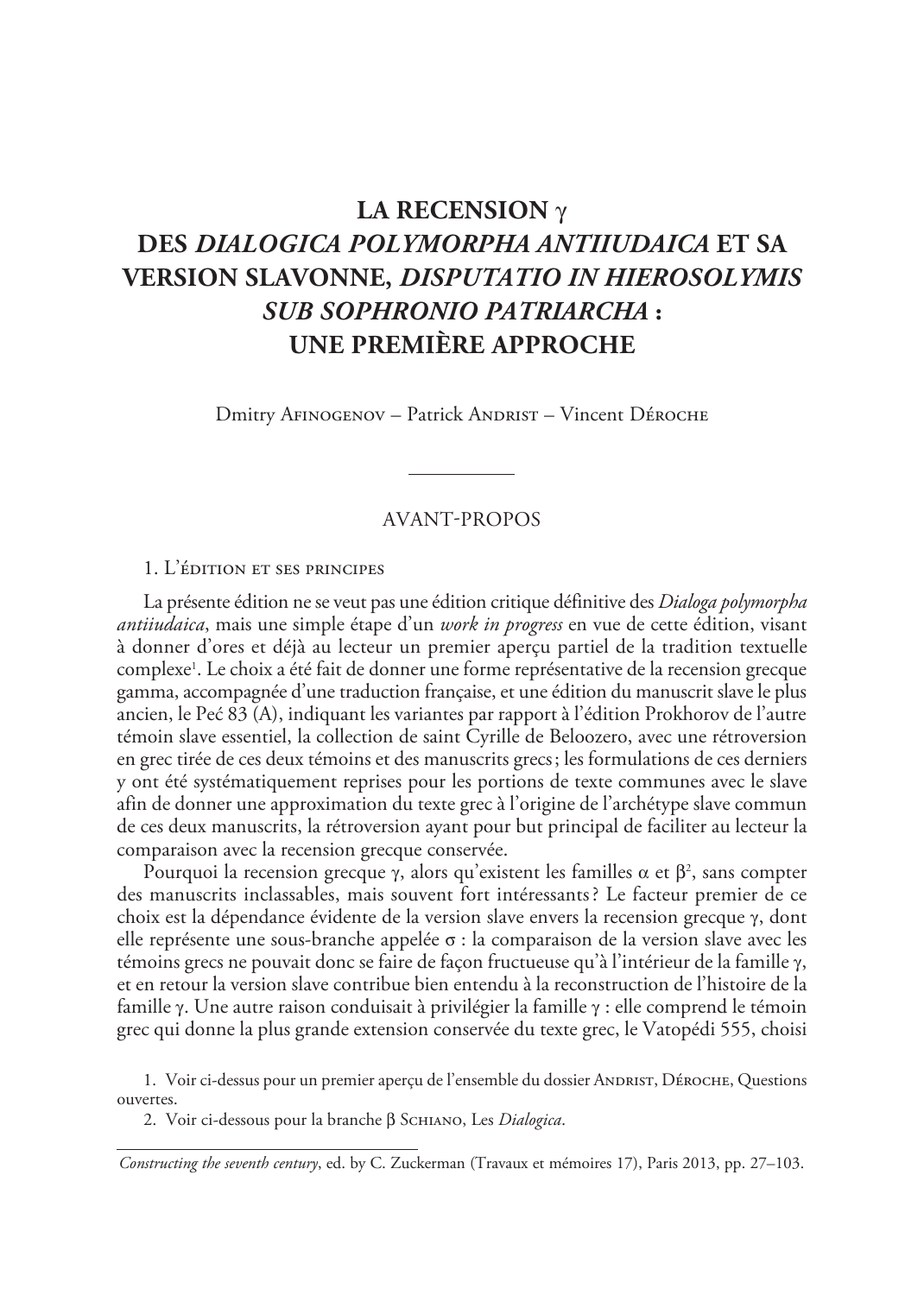# LA RECENSION γ DES *DIALOGICA POLYMORPHA ANTIIUDAICA* ET SA VERSION SLAVONNE, *DISPUTATIO IN HIEROSOLYMIS SUB SOPHRONIO PATRIARCHA* : UNE PREMIÈRE APPROCHE

Dmitry Afinogenov – Patrick Andrist – Vincent Déroche

## AVANT-PROPOS

### 1. L'édition et ses principes

La présente édition ne se veut pas une édition critique définitive des *Dialoga polymorpha antiiudaica*, mais une simple étape d'un *work in progress* en vue de cette édition, visant à donner d'ores et déjà au lecteur un premier aperçu partiel de la tradition textuelle complexe[1]. Le choix a été fait de donner une forme représentative de la recension grecque gamma, accompagnée d'une traduction française, et une édition du manuscrit slave le plus ancien, le Peć 83 (A), indiquant les variantes par rapport à l'édition Prokhorov de l'autre témoin slave essentiel, la collection de saint Cyrille de Beloozero, avec une rétroversion en grec tirée de ces deux témoins et des manuscrits grecs ; les formulations de ces derniers y ont été systématiquement reprises pour les portions de texte communes avec le slave afin de donner une approximation du texte grec à l'origine de l'archétype slave commun de ces deux manuscrits, la rétroversion ayant pour but principal de faciliter au lecteur la comparaison avec la recension grecque conservée.

Pourquoi la recension grecque γ, alors qu'existent les familles α et β[2], sans compter des manuscrits inclassables, mais souvent fort intéressants ? Le facteur premier de ce choix est la dépendance évidente de la version slave envers la recension grecque γ, dont elle représente une sous-branche appelée σ : la comparaison de la version slave avec les témoins grecs ne pouvait donc se faire de façon fructueuse qu'à l'intérieur de la famille γ, et en retour la version slave contribue bien entendu à la reconstruction de l'histoire de la famille γ. Une autre raison conduisait à privilégier la famille γ : elle comprend le témoin grec qui donne la plus grande extension conservée du texte grec, le Vatopédi 555, choisi

1. Voir ci-dessus pour un premier aperçu de l'ensemble du dossier Andrist, Déroche, Questions ouvertes.

2. Voir ci-dessous pour la branche β Schiano, Les *Dialogica*.

*Constructing the seventh century*, ed. by C. Zuckerman (Travaux et mémoires 17), Paris 2013, pp. 27–103.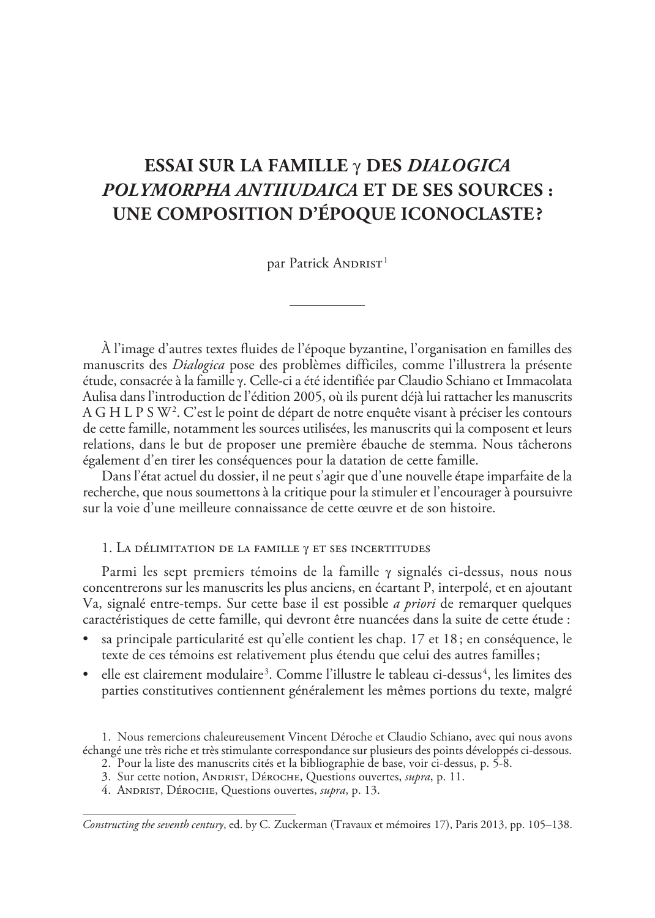# ESSAI SUR LA FAMILLE γ DES *DIALOGICA POLYMORPHA ANTIIUDAICA* ET DE SES SOURCES : UNE COMPOSITION D'ÉPOQUE ICONOCLASTE?

par Patrick Andrist[1]

---

À l'image d'autres textes fluides de l'époque byzantine, l'organisation en familles des manuscrits des *Dialogica* pose des problèmes difficiles, comme l'illustrera la présente étude, consacrée à la famille γ. Celle-ci a été identifiée par Claudio Schiano et Immacolata Aulisa dans l'introduction de l'édition 2005, où ils purent déjà lui rattacher les manuscrits A G H L P S W[2]. C'est le point de départ de notre enquête visant à préciser les contours de cette famille, notamment les sources utilisées, les manuscrits qui la composent et leurs relations, dans le but de proposer une première ébauche de stemma. Nous tâcherons également d'en tirer les conséquences pour la datation de cette famille.

Dans l'état actuel du dossier, il ne peut s'agir que d'une nouvelle étape imparfaite de la recherche, que nous soumettons à la critique pour la stimuler et l'encourager à poursuivre sur la voie d'une meilleure connaissance de cette œuvre et de son histoire.

## 1. La délimitation de la famille γ et ses incertitudes

Parmi les sept premiers témoins de la famille γ signalés ci-dessus, nous nous concentrerons sur les manuscrits les plus anciens, en écartant P, interpolé, et en ajoutant Va, signalé entre-temps. Sur cette base il est possible *a priori* de remarquer quelques caractéristiques de cette famille, qui devront être nuancées dans la suite de cette étude :

- sa principale particularité est qu'elle contient les chap. 17 et 18 ; en conséquence, le texte de ces témoins est relativement plus étendu que celui des autres familles ;
- elle est clairement modulaire[3]. Comme l'illustre le tableau ci-dessus[4], les limites des parties constitutives contiennent généralement les mêmes portions du texte, malgré

1. Nous remercions chaleureusement Vincent Déroche et Claudio Schiano, avec qui nous avons échangé une très riche et très stimulante correspondance sur plusieurs des points développés ci-dessous.

2. Pour la liste des manuscrits cités et la bibliographie de base, voir ci-dessus, p. 5-8.

3. Sur cette notion, Andrist, Déroche, Questions ouvertes, *supra*, p. 11.

4. Andrist, Déroche, Questions ouvertes, *supra*, p. 13.

*Constructing the seventh century*, ed. by C. Zuckerman (Travaux et mémoires 17), Paris 2013, pp. 105–138.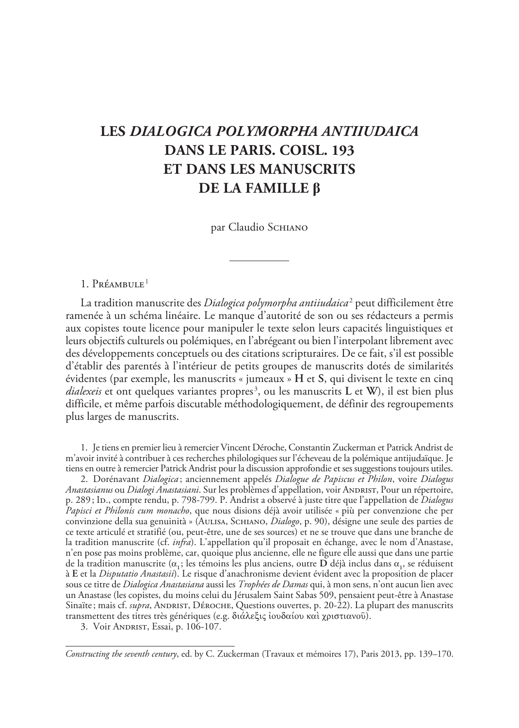# LES *DIALOGICA POLYMORPHA ANTIIUDAICA* DANS LE PARIS. COISL. 193 ET DANS LES MANUSCRITS DE LA FAMILLE β

par Claudio Schiano

## 1. Préambule[1]

La tradition manuscrite des *Dialogica polymorpha antiiudaica*[2] peut difficilement être ramenée à un schéma linéaire. Le manque d'autorité de son ou ses rédacteurs a permis aux copistes toute licence pour manipuler le texte selon leurs capacités linguistiques et leurs objectifs culturels ou polémiques, en l'abrégeant ou bien l'interpolant librement avec des développements conceptuels ou des citations scripturaires. De ce fait, s'il est possible d'établir des parentés à l'intérieur de petits groupes de manuscrits dotés de similarités évidentes (par exemple, les manuscrits « jumeaux » **H** et **S**, qui divisent le texte en cinq *dialexeis* et ont quelques variantes propres[3], ou les manuscrits **L** et **W**), il est bien plus difficile, et même parfois discutable méthodologiquement, de définir des regroupements plus larges de manuscrits.

1. Je tiens en premier lieu à remercier Vincent Déroche, Constantin Zuckerman et Patrick Andrist de m'avoir invité à contribuer à ces recherches philologiques sur l'écheveau de la polémique antijudaïque. Je tiens en outre à remercier Patrick Andrist pour la discussion approfondie et ses suggestions toujours utiles.

2. Dorénavant *Dialogica*; anciennement appelés *Dialogue de Papiscus et Philon*, voire *Dialogus Anastasianus* ou *Dialogi Anastasiani*. Sur les problèmes d'appellation, voir Andrist, Pour un répertoire, p. 289; Id., compte rendu, p. 798-799. P. Andrist a observé à juste titre que l'appellation de *Dialogus Papisci et Philonis cum monacho*, que nous disions déjà avoir utilisée « più per convenzione che per convinzione della sua genuinità » (Aulisa, Schiano, *Dialogo*, p. 90), désigne une seule des parties de ce texte articulé et stratifié (ou, peut-être, une de ses sources) et ne se trouve que dans une branche de la tradition manuscrite (cf. *infra*). L'appellation qu'il proposait en échange, avec le nom d'Anastase, n'en pose pas moins problème, car, quoique plus ancienne, elle ne figure elle aussi que dans une partie de la tradition manuscrite ($\alpha_1$; les témoins les plus anciens, outre **D** déjà inclus dans $\alpha_1$, se réduisent à **E** et la *Disputatio Anastasii*). Le risque d'anachronisme devient évident avec la proposition de placer sous ce titre de *Dialogica Anastasiana* aussi les *Trophées de Damas* qui, à mon sens, n'ont aucun lien avec un Anastase (les copistes, du moins celui du Jérusalem Saint Sabas 509, pensaient peut-être à Anastase Sinaïte; mais cf. *supra*, Andrist, Déroche, Questions ouvertes, p. 20-22). La plupart des manuscrits transmettent des titres très génériques (e.g. διάλεξις ἰουδαίου καὶ χριστιανοῦ).

3. Voir Andrist, Essai, p. 106-107.

*Constructing the seventh century*, ed. by C. Zuckerman (Travaux et mémoires 17), Paris 2013, pp. 139–170.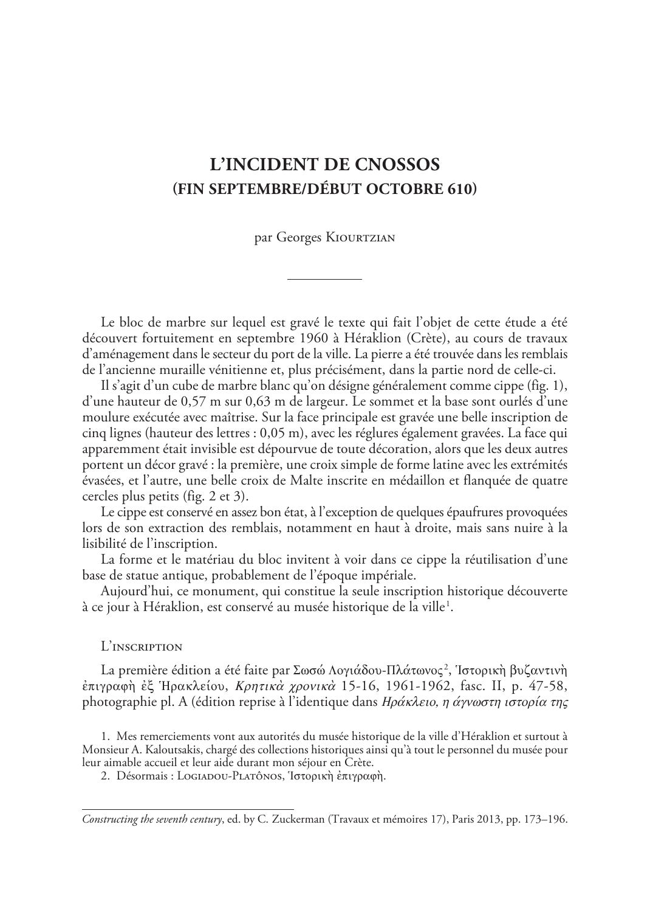# L'INCIDENT DE CNOSSOS
## (FIN SEPTEMBRE/DÉBUT OCTOBRE 610)

par Georges Kiourtzian

---

Le bloc de marbre sur lequel est gravé le texte qui fait l'objet de cette étude a été découvert fortuitement en septembre 1960 à Héraklion (Crète), au cours de travaux d'aménagement dans le secteur du port de la ville. La pierre a été trouvée dans les remblais de l'ancienne muraille vénitienne et, plus précisément, dans la partie nord de celle-ci.

Il s'agit d'un cube de marbre blanc qu'on désigne généralement comme cippe (fig. 1), d'une hauteur de 0,57 m sur 0,63 m de largeur. Le sommet et la base sont ourlés d'une moulure exécutée avec maîtrise. Sur la face principale est gravée une belle inscription de cinq lignes (hauteur des lettres : 0,05 m), avec les réglures également gravées. La face qui apparemment était invisible est dépourvue de toute décoration, alors que les deux autres portent un décor gravé : la première, une croix simple de forme latine avec les extrémités évasées, et l'autre, une belle croix de Malte inscrite en médaillon et flanquée de quatre cercles plus petits (fig. 2 et 3).

Le cippe est conservé en assez bon état, à l'exception de quelques épaufrures provoquées lors de son extraction des remblais, notamment en haut à droite, mais sans nuire à la lisibilité de l'inscription.

La forme et le matériau du bloc invitent à voir dans ce cippe la réutilisation d'une base de statue antique, probablement de l'époque impériale.

Aujourd'hui, ce monument, qui constitue la seule inscription historique découverte à ce jour à Héraklion, est conservé au musée historique de la ville[1].

### L'inscription

La première édition a été faite par Σωσώ Λογιάδου-Πλάτωνος[2], Ἱστορικὴ βυζαντινὴ ἐπιγραφὴ ἐξ Ἡρακλείου, *Κρητικὰ χρονικὰ* 15-16, 1961-1962, fasc. II, p. 47-58, photographie pl. A (édition reprise à l'identique dans *Ηράκλειο, η άγνωστη ιστορία της*

1. Mes remerciements vont aux autorités du musée historique de la ville d'Héraklion et surtout à Monsieur A. Kaloutsakis, chargé des collections historiques ainsi qu'à tout le personnel du musée pour leur aimable accueil et leur aide durant mon séjour en Crète.

2. Désormais : Logiadou-Platônos, Ἱστορικὴ ἐπιγραφὴ.

---

*Constructing the seventh century*, ed. by C. Zuckerman (Travaux et mémoires 17), Paris 2013, pp. 173–196.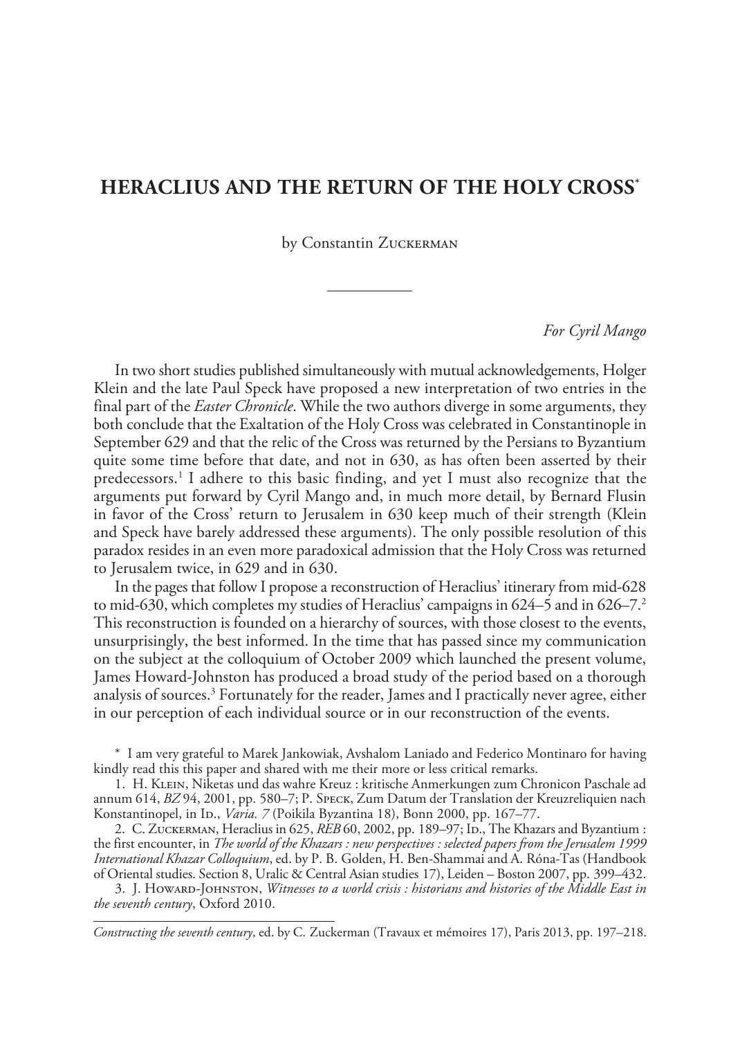# HERACLIUS AND THE RETURN OF THE HOLY CROSS*

by Constantin Zuckerman

*For Cyril Mango*

In two short studies published simultaneously with mutual acknowledgements, Holger Klein and the late Paul Speck have proposed a new interpretation of two entries in the final part of the *Easter Chronicle*. While the two authors diverge in some arguments, they both conclude that the Exaltation of the Holy Cross was celebrated in Constantinople in September 629 and that the relic of the Cross was returned by the Persians to Byzantium quite some time before that date, and not in 630, as has often been asserted by their predecessors.[1] I adhere to this basic finding, and yet I must also recognize that the arguments put forward by Cyril Mango and, in much more detail, by Bernard Flusin in favor of the Cross' return to Jerusalem in 630 keep much of their strength (Klein and Speck have barely addressed these arguments). The only possible resolution of this paradox resides in an even more paradoxical admission that the Holy Cross was returned to Jerusalem twice, in 629 and in 630.

In the pages that follow I propose a reconstruction of Heraclius' itinerary from mid-628 to mid-630, which completes my studies of Heraclius' campaigns in 624–5 and in 626–7.[2] This reconstruction is founded on a hierarchy of sources, with those closest to the events, unsurprisingly, the best informed. In the time that has passed since my communication on the subject at the colloquium of October 2009 which launched the present volume, James Howard-Johnston has produced a broad study of the period based on a thorough analysis of sources.[3] Fortunately for the reader, James and I practically never agree, either in our perception of each individual source or in our reconstruction of the events.

\* I am very grateful to Marek Jankowiak, Avshalom Laniado and Federico Montinaro for having kindly read this this paper and shared with me their more or less critical remarks.

1. H. Klein, Niketas und das wahre Kreuz : kritische Anmerkungen zum Chronicon Paschale ad annum 614, *BZ* 94, 2001, pp. 580–7; P. Speck, Zum Datum der Translation der Kreuzreliquien nach Konstantinopel, in Id., *Varia. 7* (Poikila Byzantina 18), Bonn 2000, pp. 167–77.

2. C. Zuckerman, Heraclius in 625, *REB* 60, 2002, pp. 189–97; Id., The Khazars and Byzantium : the first encounter, in *The world of the Khazars : new perspectives : selected papers from the Jerusalem 1999 International Khazar Colloquium*, ed. by P. B. Golden, H. Ben-Shammai and A. Róna-Tas (Handbook of Oriental studies. Section 8, Uralic & Central Asian studies 17), Leiden – Boston 2007, pp. 399–432.

3. J. Howard-Johnston, *Witnesses to a world crisis : historians and histories of the Middle East in the seventh century*, Oxford 2010.

*Constructing the seventh century*, ed. by C. Zuckerman (Travaux et mémoires 17), Paris 2013, pp. 197–218.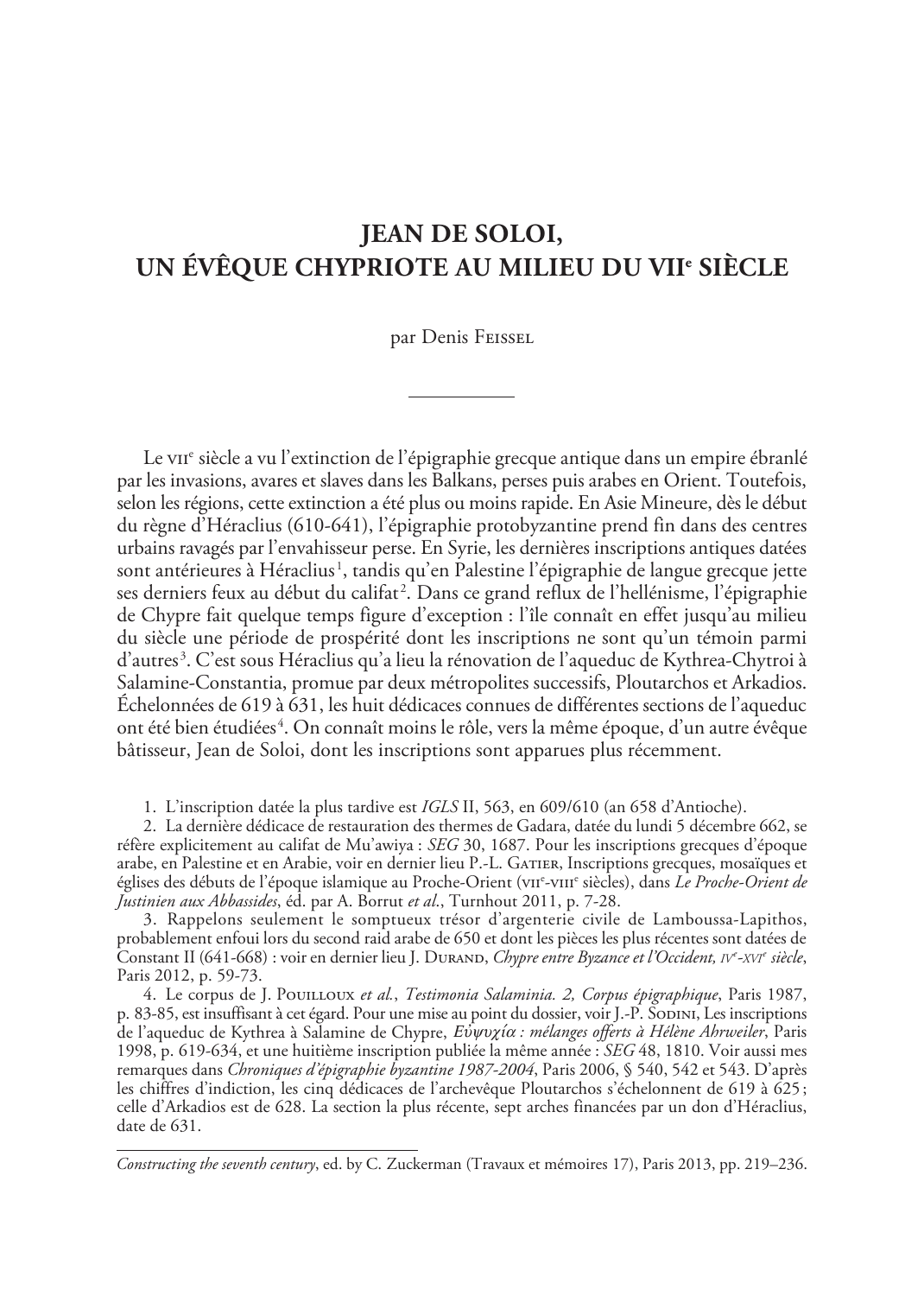# JEAN DE SOLOI, UN ÉVÊQUE CHYPRIOTE AU MILIEU DU VII[e] SIÈCLE

par Denis Feissel

Le VII[e] siècle a vu l'extinction de l'épigraphie grecque antique dans un empire ébranlé par les invasions, avares et slaves dans les Balkans, perses puis arabes en Orient. Toutefois, selon les régions, cette extinction a été plus ou moins rapide. En Asie Mineure, dès le début du règne d'Héraclius (610-641), l'épigraphie protobyzantine prend fin dans des centres urbains ravagés par l'envahisseur perse. En Syrie, les dernières inscriptions antiques datées sont antérieures à Héraclius[1], tandis qu'en Palestine l'épigraphie de langue grecque jette ses derniers feux au début du califat[2]. Dans ce grand reflux de l'hellénisme, l'épigraphie de Chypre fait quelque temps figure d'exception : l'île connaît en effet jusqu'au milieu du siècle une période de prospérité dont les inscriptions ne sont qu'un témoin parmi d'autres[3]. C'est sous Héraclius qu'a lieu la rénovation de l'aqueduc de Kythrea-Chytroi à Salamine-Constantia, promue par deux métropolites successifs, Ploutarchos et Arkadios. Échelonnées de 619 à 631, les huit dédicaces connues de différentes sections de l'aqueduc ont été bien étudiées[4]. On connaît moins le rôle, vers la même époque, d'un autre évêque bâtisseur, Jean de Soloi, dont les inscriptions sont apparues plus récemment.

1. L'inscription datée la plus tardive est *IGLS* II, 563, en 609/610 (an 658 d'Antioche).

2. La dernière dédicace de restauration des thermes de Gadara, datée du lundi 5 décembre 662, se réfère explicitement au califat de Mu'awiya : *SEG* 30, 1687. Pour les inscriptions grecques d'époque arabe, en Palestine et en Arabie, voir en dernier lieu P.-L. Gatier, Inscriptions grecques, mosaïques et églises des débuts de l'époque islamique au Proche-Orient (VII[e]-VIII[e] siècles), dans *Le Proche-Orient de Justinien aux Abbassides*, éd. par A. Borrut *et al.*, Turnhout 2011, p. 7-28.

3. Rappelons seulement le somptueux trésor d'argenterie civile de Lamboussa-Lapithos, probablement enfoui lors du second raid arabe de 650 et dont les pièces les plus récentes sont datées de Constant II (641-668) : voir en dernier lieu J. Durand, *Chypre entre Byzance et l'Occident, IV[e]-XVI[e] siècle*, Paris 2012, p. 59-73.

4. Le corpus de J. Pouilloux *et al.*, *Testimonia Salaminia. 2, Corpus épigraphique*, Paris 1987, p. 83-85, est insuffisant à cet égard. Pour une mise au point du dossier, voir J.-P. Sodini, Les inscriptions de l'aqueduc de Kythrea à Salamine de Chypre, *Εὐψυχία : mélanges offerts à Hélène Ahrweiler*, Paris 1998, p. 619-634, et une huitième inscription publiée la même année : *SEG* 48, 1810. Voir aussi mes remarques dans *Chroniques d'épigraphie byzantine 1987-2004*, Paris 2006, § 540, 542 et 543. D'après les chiffres d'indiction, les cinq dédicaces de l'archevêque Ploutarchos s'échelonnent de 619 à 625 ; celle d'Arkadios est de 628. La section la plus récente, sept arches financées par un don d'Héraclius, date de 631.

*Constructing the seventh century*, ed. by C. Zuckerman (Travaux et mémoires 17), Paris 2013, pp. 219–236.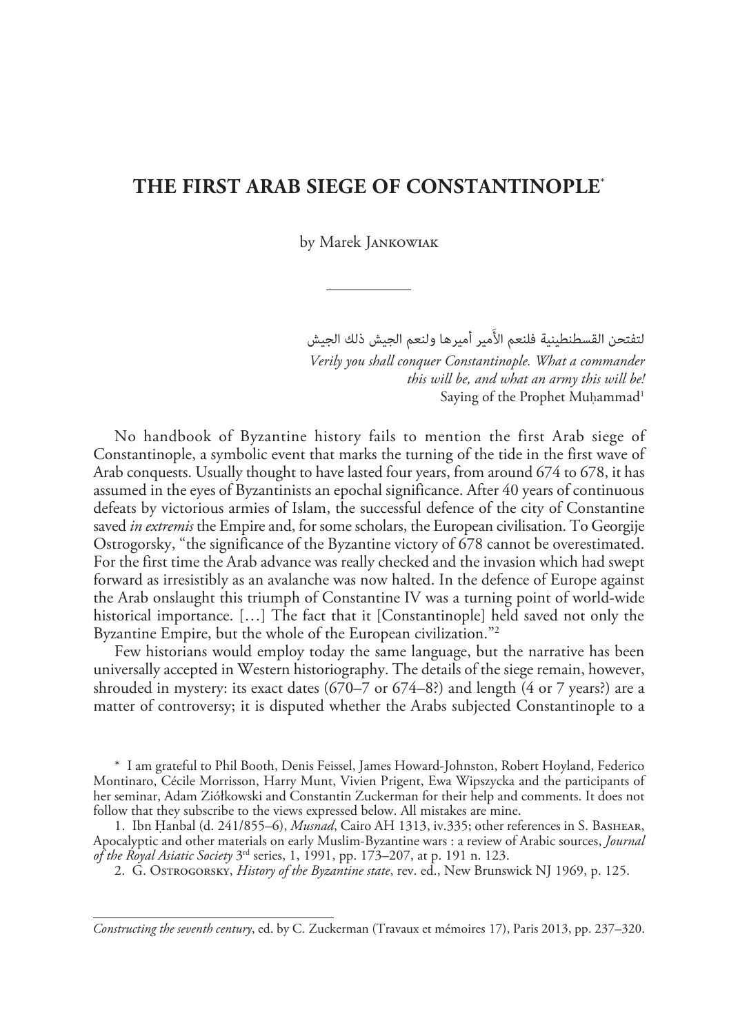# THE FIRST ARAB SIEGE OF CONSTANTINOPLE*

by Marek Jankowiak

---

لتفتحن القسطنطينية فلنعم الأَمير أميرها ولنعم الجيش ذلك الجيش

*Verily you shall conquer Constantinople. What a commander this will be, and what an army this will be!*
Saying of the Prophet Muḥammad[1]

No handbook of Byzantine history fails to mention the first Arab siege of Constantinople, a symbolic event that marks the turning of the tide in the first wave of Arab conquests. Usually thought to have lasted four years, from around 674 to 678, it has assumed in the eyes of Byzantinists an epochal significance. After 40 years of continuous defeats by victorious armies of Islam, the successful defence of the city of Constantine saved *in extremis* the Empire and, for some scholars, the European civilisation. To Georgije Ostrogorsky, "the significance of the Byzantine victory of 678 cannot be overestimated. For the first time the Arab advance was really checked and the invasion which had swept forward as irresistibly as an avalanche was now halted. In the defence of Europe against the Arab onslaught this triumph of Constantine IV was a turning point of world-wide historical importance. […] The fact that it [Constantinople] held saved not only the Byzantine Empire, but the whole of the European civilization."[2]

Few historians would employ today the same language, but the narrative has been universally accepted in Western historiography. The details of the siege remain, however, shrouded in mystery: its exact dates (670–7 or 674–8?) and length (4 or 7 years?) are a matter of controversy; it is disputed whether the Arabs subjected Constantinople to a

\* I am grateful to Phil Booth, Denis Feissel, James Howard-Johnston, Robert Hoyland, Federico Montinaro, Cécile Morrisson, Harry Munt, Vivien Prigent, Ewa Wipszycka and the participants of her seminar, Adam Ziółkowski and Constantin Zuckerman for their help and comments. It does not follow that they subscribe to the views expressed below. All mistakes are mine.

1. Ibn Ḥanbal (d. 241/855–6), *Musnad*, Cairo AH 1313, iv.335; other references in S. Bashear, Apocalyptic and other materials on early Muslim-Byzantine wars : a review of Arabic sources, *Journal of the Royal Asiatic Society* 3rd series, 1, 1991, pp. 173–207, at p. 191 n. 123.

2. G. Ostrogorsky, *History of the Byzantine state*, rev. ed., New Brunswick NJ 1969, p. 125.

*Constructing the seventh century*, ed. by C. Zuckerman (Travaux et mémoires 17), Paris 2013, pp. 237–320.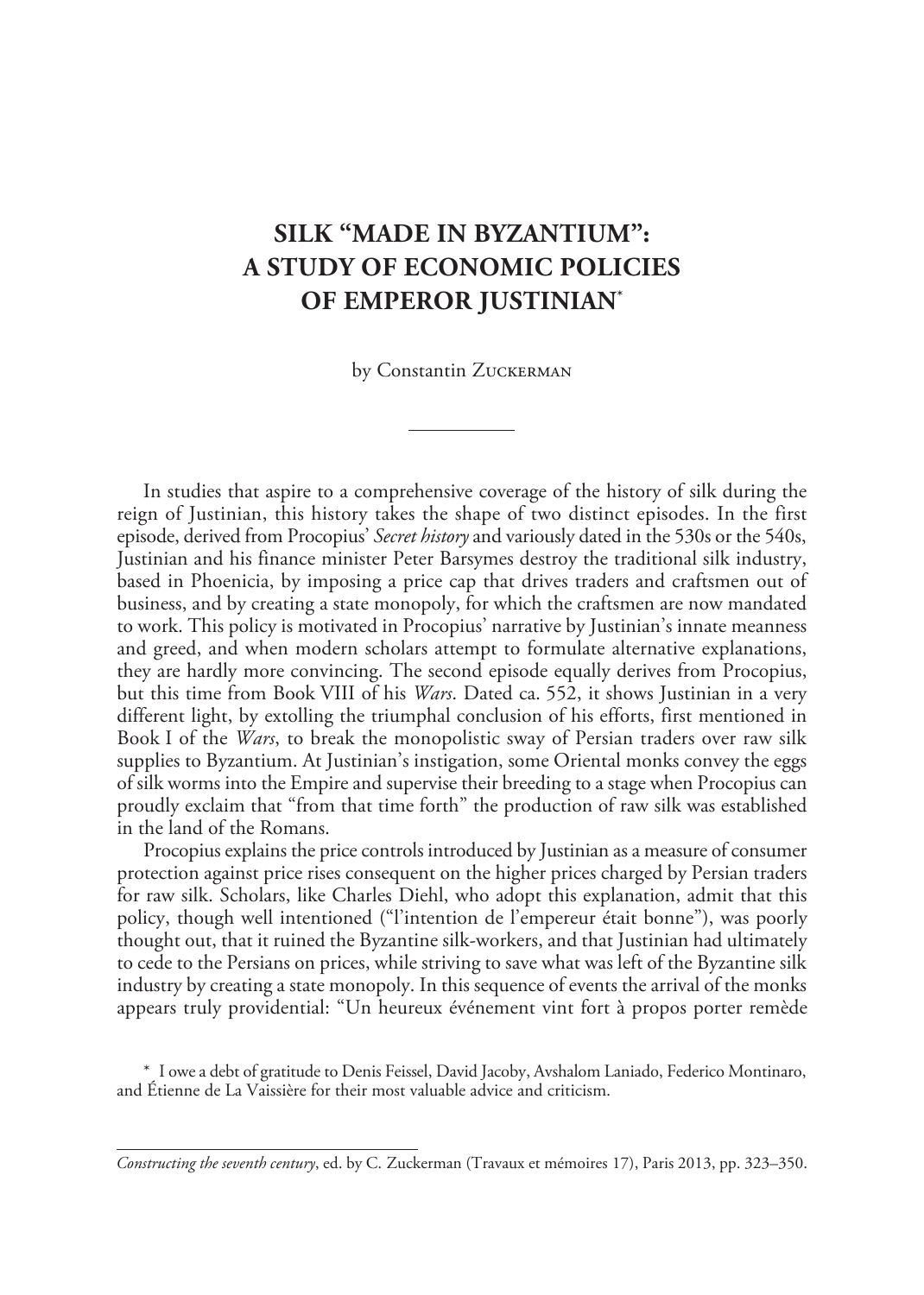# SILK "MADE IN BYZANTIUM": A STUDY OF ECONOMIC POLICIES OF EMPEROR JUSTINIAN[*]

by Constantin Zuckerman

---

In studies that aspire to a comprehensive coverage of the history of silk during the reign of Justinian, this history takes the shape of two distinct episodes. In the first episode, derived from Procopius' *Secret history* and variously dated in the 530s or the 540s, Justinian and his finance minister Peter Barsymes destroy the traditional silk industry, based in Phoenicia, by imposing a price cap that drives traders and craftsmen out of business, and by creating a state monopoly, for which the craftsmen are now mandated to work. This policy is motivated in Procopius' narrative by Justinian's innate meanness and greed, and when modern scholars attempt to formulate alternative explanations, they are hardly more convincing. The second episode equally derives from Procopius, but this time from Book VIII of his *Wars*. Dated ca. 552, it shows Justinian in a very different light, by extolling the triumphal conclusion of his efforts, first mentioned in Book I of the *Wars*, to break the monopolistic sway of Persian traders over raw silk supplies to Byzantium. At Justinian's instigation, some Oriental monks convey the eggs of silk worms into the Empire and supervise their breeding to a stage when Procopius can proudly exclaim that "from that time forth" the production of raw silk was established in the land of the Romans.

Procopius explains the price controls introduced by Justinian as a measure of consumer protection against price rises consequent on the higher prices charged by Persian traders for raw silk. Scholars, like Charles Diehl, who adopt this explanation, admit that this policy, though well intentioned ("l'intention de l'empereur était bonne"), was poorly thought out, that it ruined the Byzantine silk-workers, and that Justinian had ultimately to cede to the Persians on prices, while striving to save what was left of the Byzantine silk industry by creating a state monopoly. In this sequence of events the arrival of the monks appears truly providential: "Un heureux événement vint fort à propos porter remède

[*] I owe a debt of gratitude to Denis Feissel, David Jacoby, Avshalom Laniado, Federico Montinaro, and Étienne de La Vaissière for their most valuable advice and criticism.

*Constructing the seventh century*, ed. by C. Zuckerman (Travaux et mémoires 17), Paris 2013, pp. 323–350.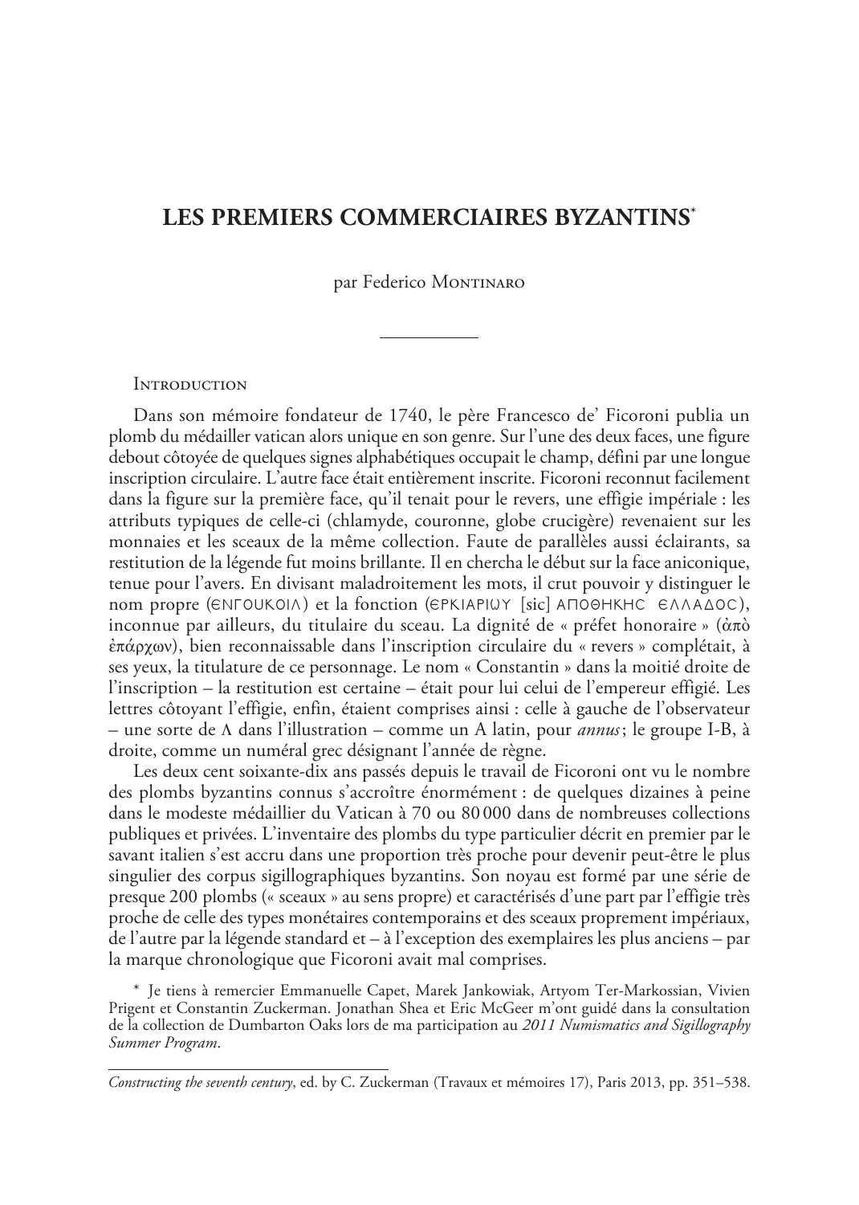# LES PREMIERS COMMERCIAIRES BYZANTINS*

par Federico Montinaro

---

## Introduction

Dans son mémoire fondateur de 1740, le père Francesco de' Ficoroni publia un plomb du médailler vatican alors unique en son genre. Sur l'une des deux faces, une figure debout côtoyée de quelques signes alphabétiques occupait le champ, défini par une longue inscription circulaire. L'autre face était entièrement inscrite. Ficoroni reconnut facilement dans la figure sur la première face, qu'il tenait pour le revers, une effigie impériale : les attributs typiques de celle-ci (chlamyde, couronne, globe crucigère) revenaient sur les monnaies et les sceaux de la même collection. Faute de parallèles aussi éclairants, sa restitution de la légende fut moins brillante. Il en chercha le début sur la face aniconique, tenue pour l'avers. En divisant maladroitement les mots, il crut pouvoir y distinguer le nom propre (ЄΝΓΟUΚΟΙΛ) et la fonction (ЄΡΚΙΑΡΙΩΥ [sic] ΑΠΟΘΗΚΗC ЄΛΛΑΔΟC), inconnue par ailleurs, du titulaire du sceau. La dignité de « préfet honoraire » (ἀπὸ ἐπάρχων), bien reconnaissable dans l'inscription circulaire du « revers » complétait, à ses yeux, la titulature de ce personnage. Le nom « Constantin » dans la moitié droite de l'inscription – la restitution est certaine – était pour lui celui de l'empereur effigié. Les lettres côtoyant l'effigie, enfin, étaient comprises ainsi : celle à gauche de l'observateur – une sorte de Λ dans l'illustration – comme un A latin, pour *annus* ; le groupe I-B, à droite, comme un numéral grec désignant l'année de règne.

Les deux cent soixante-dix ans passés depuis le travail de Ficoroni ont vu le nombre des plombs byzantins connus s'accroître énormément : de quelques dizaines à peine dans le modeste médaillier du Vatican à 70 ou 80 000 dans de nombreuses collections publiques et privées. L'inventaire des plombs du type particulier décrit en premier par le savant italien s'est accru dans une proportion très proche pour devenir peut-être le plus singulier des corpus sigillographiques byzantins. Son noyau est formé par une série de presque 200 plombs (« sceaux » au sens propre) et caractérisés d'une part par l'effigie très proche de celle des types monétaires contemporains et des sceaux proprement impériaux, de l'autre par la légende standard et – à l'exception des exemplaires les plus anciens – par la marque chronologique que Ficoroni avait mal comprises.

\* Je tiens à remercier Emmanuelle Capet, Marek Jankowiak, Artyom Ter-Markossian, Vivien Prigent et Constantin Zuckerman. Jonathan Shea et Eric McGeer m'ont guidé dans la consultation de la collection de Dumbarton Oaks lors de ma participation au *2011 Numismatics and Sigillography Summer Program*.

*Constructing the seventh century*, ed. by C. Zuckerman (Travaux et mémoires 17), Paris 2013, pp. 351–538.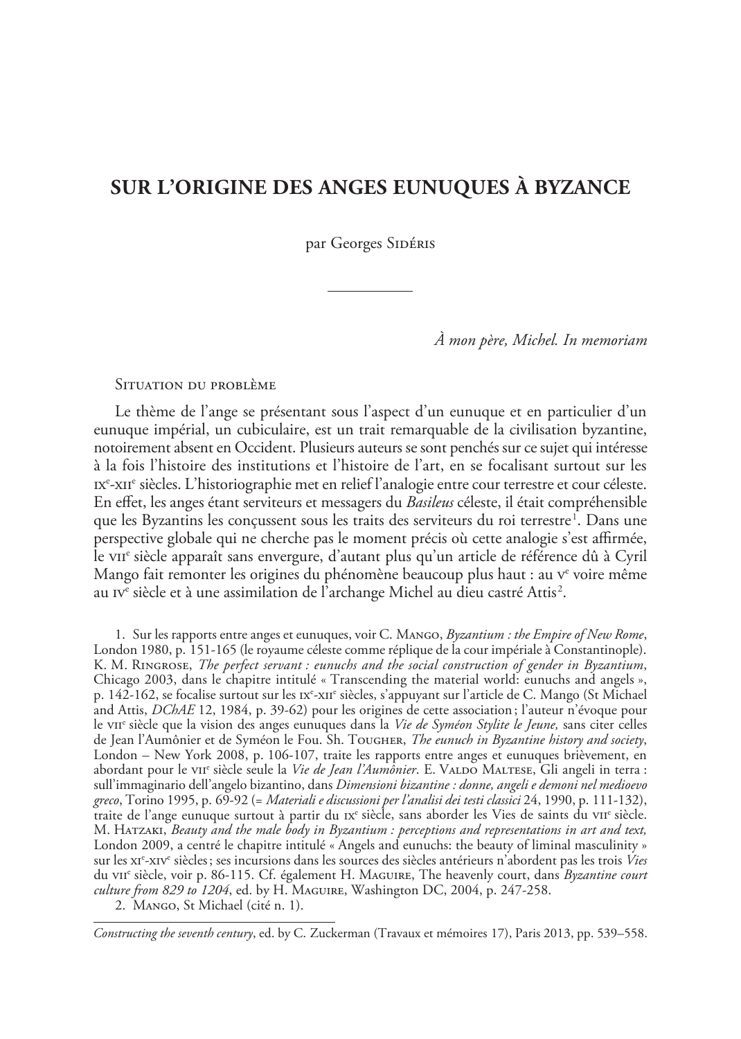# SUR L'ORIGINE DES ANGES EUNUQUES À BYZANCE

par Georges Sidéris

*À mon père, Michel. In memoriam*

## Situation du problème

Le thème de l'ange se présentant sous l'aspect d'un eunuque et en particulier d'un eunuque impérial, un cubiculaire, est un trait remarquable de la civilisation byzantine, notoirement absent en Occident. Plusieurs auteurs se sont penchés sur ce sujet qui intéresse à la fois l'histoire des institutions et l'histoire de l'art, en se focalisant surtout sur les IXe-XIIe siècles. L'historiographie met en relief l'analogie entre cour terrestre et cour céleste. En effet, les anges étant serviteurs et messagers du *Basileus* céleste, il était compréhensible que les Byzantins les conçussent sous les traits des serviteurs du roi terrestre[1]. Dans une perspective globale qui ne cherche pas le moment précis où cette analogie s'est affirmée, le VIIe siècle apparaît sans envergure, d'autant plus qu'un article de référence dû à Cyril Mango fait remonter les origines du phénomène beaucoup plus haut : au Ve voire même au IVe siècle et à une assimilation de l'archange Michel au dieu castré Attis[2].

1. Sur les rapports entre anges et eunuques, voir C. Mango, *Byzantium : the Empire of New Rome*, London 1980, p. 151-165 (le royaume céleste comme réplique de la cour impériale à Constantinople). K. M. Ringrose, *The perfect servant : eunuchs and the social construction of gender in Byzantium*, Chicago 2003, dans le chapitre intitulé « Transcending the material world: eunuchs and angels », p. 142-162, se focalise surtout sur les IXe-XIIe siècles, s'appuyant sur l'article de C. Mango (St Michael and Attis, *DChAE* 12, 1984, p. 39-62) pour les origines de cette association ; l'auteur n'évoque pour le VIIe siècle que la vision des anges eunuques dans la *Vie de Syméon Stylite le Jeune,* sans citer celles de Jean l'Aumônier et de Syméon le Fou. Sh. Tougher, *The eunuch in Byzantine history and society*, London – New York 2008, p. 106-107, traite les rapports entre anges et eunuques brièvement, en abordant pour le VIIe siècle seule la *Vie de Jean l'Aumônier*. E. Valdo Maltese, Gli angeli in terra : sull'immaginario dell'angelo bizantino, dans *Dimensioni bizantine : donne, angeli e demoni nel medioevo greco*, Torino 1995, p. 69-92 (= *Materiali e discussioni per l'analisi dei testi classici* 24, 1990, p. 111-132), traite de l'ange eunuque surtout à partir du IXe siècle, sans aborder les Vies de saints du VIIe siècle. M. Hatzaki, *Beauty and the male body in Byzantium : perceptions and representations in art and text,* London 2009, a centré le chapitre intitulé « Angels and eunuchs: the beauty of liminal masculinity » sur les XIe-XIVe siècles ; ses incursions dans les sources des siècles antérieurs n'abordent pas les trois *Vies* du VIIe siècle, voir p. 86-115. Cf. également H. Maguire, The heavenly court, dans *Byzantine court culture from 829 to 1204*, ed. by H. Maguire, Washington DC, 2004, p. 247-258.

2. Mango, St Michael (cité n. 1).

*Constructing the seventh century*, ed. by C. Zuckerman (Travaux et mémoires 17), Paris 2013, pp. 539–558.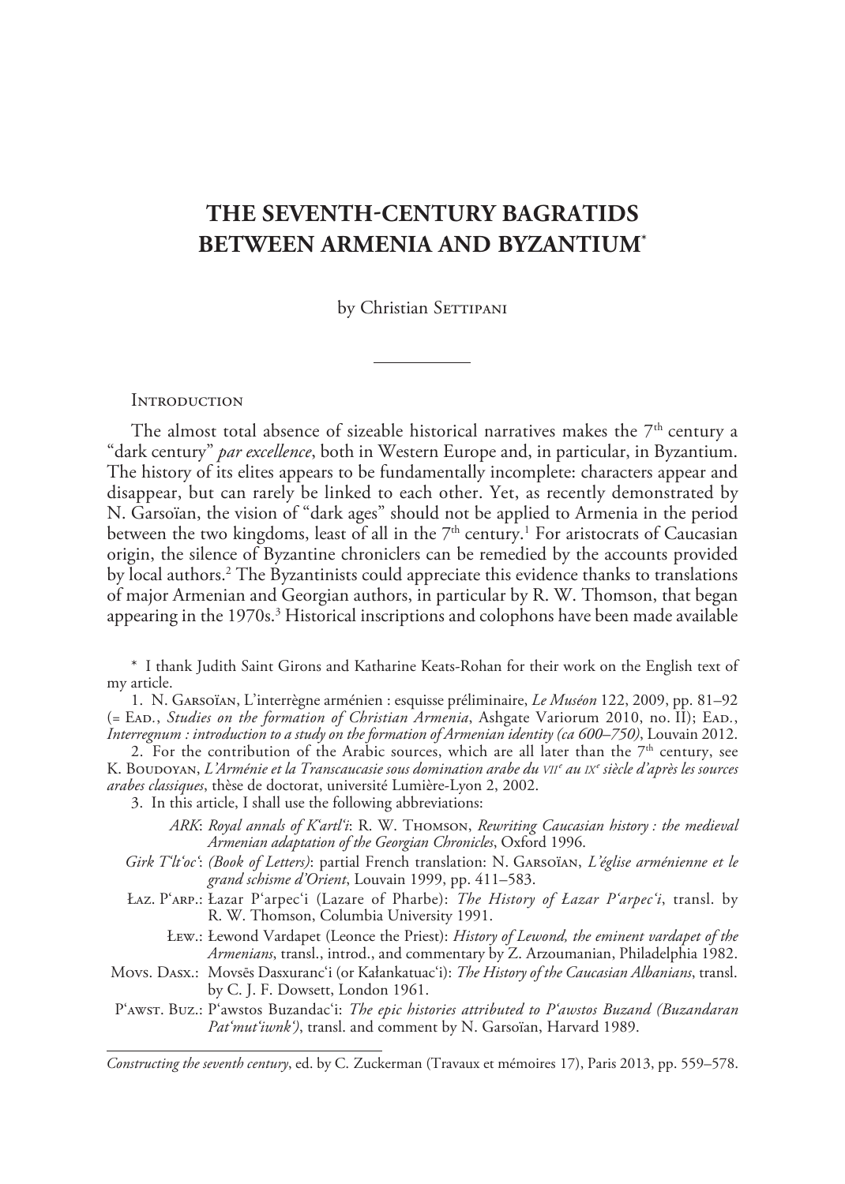# THE SEVENTH-CENTURY BAGRATIDS BETWEEN ARMENIA AND BYZANTIUM*

by Christian Settipani

---

Introduction

The almost total absence of sizeable historical narratives makes the 7th century a "dark century" *par excellence*, both in Western Europe and, in particular, in Byzantium. The history of its elites appears to be fundamentally incomplete: characters appear and disappear, but can rarely be linked to each other. Yet, as recently demonstrated by N. Garsoïan, the vision of "dark ages" should not be applied to Armenia in the period between the two kingdoms, least of all in the 7th century.[1] For aristocrats of Caucasian origin, the silence of Byzantine chroniclers can be remedied by the accounts provided by local authors.[2] The Byzantinists could appreciate this evidence thanks to translations of major Armenian and Georgian authors, in particular by R. W. Thomson, that began appearing in the 1970s.[3] Historical inscriptions and colophons have been made available

\* I thank Judith Saint Girons and Katharine Keats-Rohan for their work on the English text of my article.

1. N. Garsoïan, L'interrègne arménien : esquisse préliminaire, *Le Muséon* 122, 2009, pp. 81–92 (= Ead., *Studies on the formation of Christian Armenia*, Ashgate Variorum 2010, no. II); Ead., *Interregnum : introduction to a study on the formation of Armenian identity (ca 600–750)*, Louvain 2012.

2. For the contribution of the Arabic sources, which are all later than the 7th century, see K. Boudoyan, *L'Arménie et la Transcaucasie sous domination arabe du VIIe au IXe siècle d'après les sources arabes classiques*, thèse de doctorat, université Lumière-Lyon 2, 2002.

3. In this article, I shall use the following abbreviations:

- *ARK*: *Royal annals of K'artl'i*: R. W. Thomson, *Rewriting Caucasian history : the medieval Armenian adaptation of the Georgian Chronicles*, Oxford 1996.
- *Girk T'lt'oc'*: *(Book of Letters)*: partial French translation: N. Garsoïan, *L'église arménienne et le grand schisme d'Orient*, Louvain 1999, pp. 411–583.
- Łaz. P'arp.: Łazar P'arpec'i (Lazare of Pharbe): *The History of Łazar P'arpec'i*, transl. by R. W. Thomson, Columbia University 1991.
- Łew.: Łewond Vardapet (Leonce the Priest): *History of Lewond, the eminent vardapet of the Armenians*, transl., introd., and commentary by Z. Arzoumanian, Philadelphia 1982.
- Movs. Dasx.: Movsēs Dasxuranc'i (or Kałankatuac'i): *The History of the Caucasian Albanians*, transl. by C. J. F. Dowsett, London 1961.
- P'awst. Buz.: P'awstos Buzandac'i: *The epic histories attributed to P'awstos Buzand (Buzandaran Pat'mut'iwnk')*, transl. and comment by N. Garsoïan, Harvard 1989.

*Constructing the seventh century*, ed. by C. Zuckerman (Travaux et mémoires 17), Paris 2013, pp. 559–578.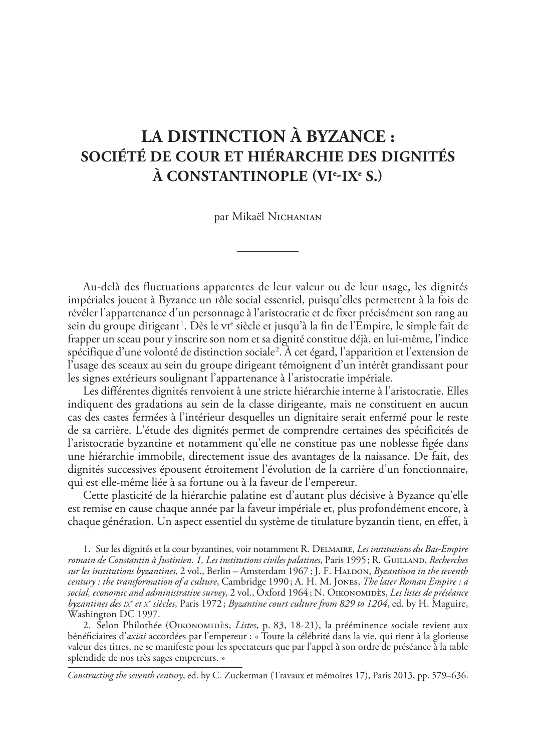# LA DISTINCTION À BYZANCE : SOCIÉTÉ DE COUR ET HIÉRARCHIE DES DIGNITÉS À CONSTANTINOPLE (VIe-IXe S.)

par Mikaël Nichanian

---

Au-delà des fluctuations apparentes de leur valeur ou de leur usage, les dignités impériales jouent à Byzance un rôle social essentiel, puisqu'elles permettent à la fois de révéler l'appartenance d'un personnage à l'aristocratie et de fixer précisément son rang au sein du groupe dirigeant[1]. Dès le VIe siècle et jusqu'à la fin de l'Empire, le simple fait de frapper un sceau pour y inscrire son nom et sa dignité constitue déjà, en lui-même, l'indice spécifique d'une volonté de distinction sociale[2]. À cet égard, l'apparition et l'extension de l'usage des sceaux au sein du groupe dirigeant témoignent d'un intérêt grandissant pour les signes extérieurs soulignant l'appartenance à l'aristocratie impériale.

Les différentes dignités renvoient à une stricte hiérarchie interne à l'aristocratie. Elles indiquent des gradations au sein de la classe dirigeante, mais ne constituent en aucun cas des castes fermées à l'intérieur desquelles un dignitaire serait enfermé pour le reste de sa carrière. L'étude des dignités permet de comprendre certaines des spécificités de l'aristocratie byzantine et notamment qu'elle ne constitue pas une noblesse figée dans une hiérarchie immobile, directement issue des avantages de la naissance. De fait, des dignités successives épousent étroitement l'évolution de la carrière d'un fonctionnaire, qui est elle-même liée à sa fortune ou à la faveur de l'empereur.

Cette plasticité de la hiérarchie palatine est d'autant plus décisive à Byzance qu'elle est remise en cause chaque année par la faveur impériale et, plus profondément encore, à chaque génération. Un aspect essentiel du système de titulature byzantin tient, en effet, à

---

1. Sur les dignités et la cour byzantines, voir notamment R. Delmaire, *Les institutions du Bas-Empire romain de Constantin à Justinien. 1, Les institutions civiles palatines*, Paris 1995 ; R. Guilland, *Recherches sur les institutions byzantines*, 2 vol., Berlin – Amsterdam 1967 ; J. F. Haldon, *Byzantium in the seventh century : the transformation of a culture*, Cambridge 1990 ; A. H. M. Jones, *The later Roman Empire : a social, economic and administrative survey*, 2 vol., Oxford 1964 ; N. Oikonomidès, *Les listes de préséance byzantines des IXe et Xe siècles*, Paris 1972 ; *Byzantine court culture from 829 to 1204*, ed. by H. Maguire, Washington DC 1997.

2. Selon Philothée (Oikonomidès, *Listes*, p. 83, 18-21), la prééminence sociale revient aux bénéficiaires d'*axiai* accordées par l'empereur : « Toute la célébrité dans la vie, qui tient à la glorieuse valeur des titres, ne se manifeste pour les spectateurs que par l'appel à son ordre de préséance à la table splendide de nos très sages empereurs. »

*Constructing the seventh century*, ed. by C. Zuckerman (Travaux et mémoires 17), Paris 2013, pp. 579–636.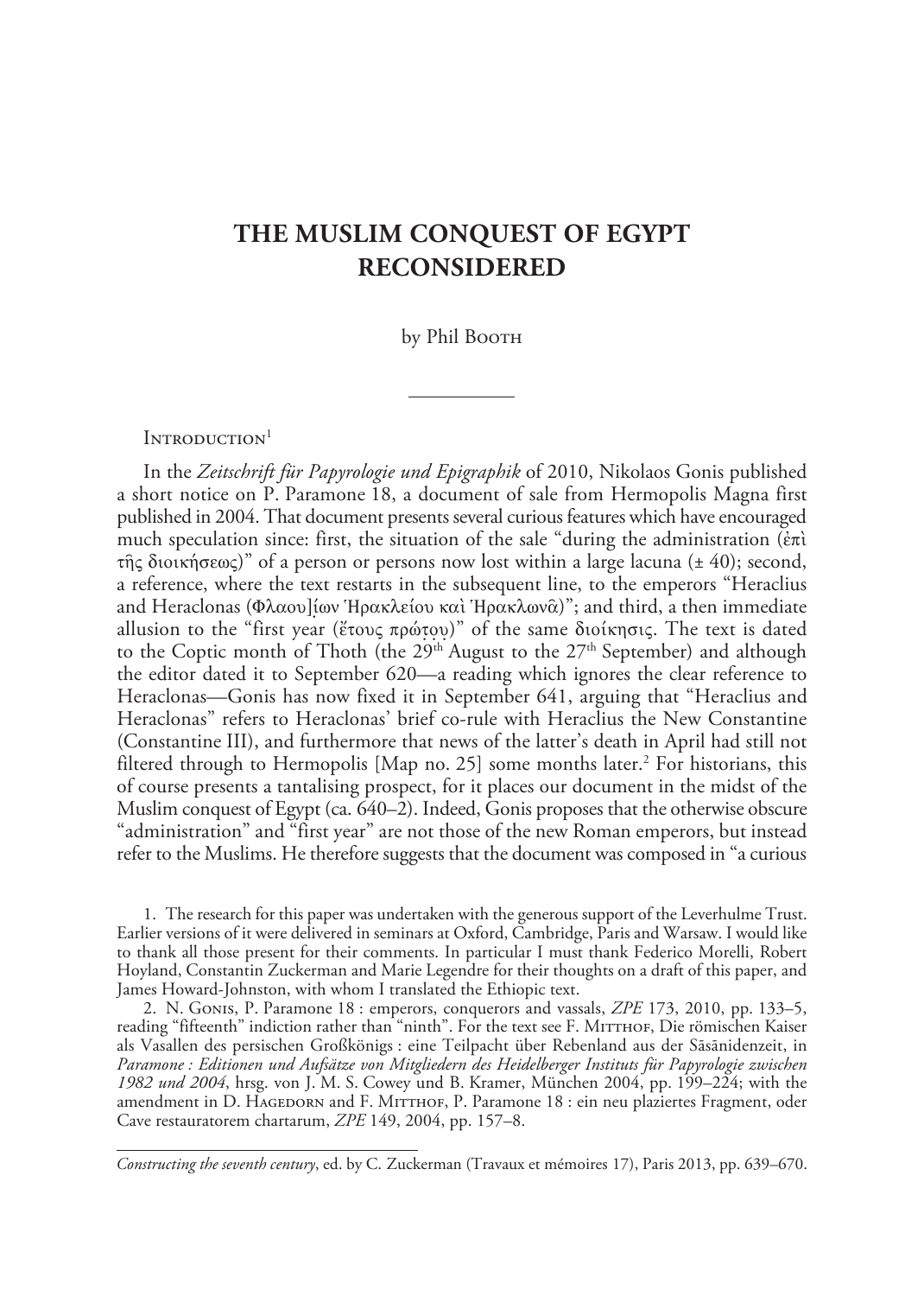# THE MUSLIM CONQUEST OF EGYPT RECONSIDERED

by Phil Booth

---

## Introduction[1]

In the *Zeitschrift für Papyrologie und Epigraphik* of 2010, Nikolaos Gonis published a short notice on P. Paramone 18, a document of sale from Hermopolis Magna first published in 2004. That document presents several curious features which have encouraged much speculation since: first, the situation of the sale "during the administration (ἐπὶ τῆς διοικήσεως)" of a person or persons now lost within a large lacuna (± 40); second, a reference, where the text restarts in the subsequent line, to the emperors "Heraclius and Heraclonas (Φλαου]ί̣ων Ἡρακλείου καὶ Ἡρακλωνᾶ)"; and third, a then immediate allusion to the "first year (ἔτους πρώ̣τ̣ο̣υ̣)" of the same διοίκησις. The text is dated to the Coptic month of Thoth (the 29th August to the 27th September) and although the editor dated it to September 620—a reading which ignores the clear reference to Heraclonas—Gonis has now fixed it in September 641, arguing that "Heraclius and Heraclonas" refers to Heraclonas' brief co-rule with Heraclius the New Constantine (Constantine III), and furthermore that news of the latter's death in April had still not filtered through to Hermopolis [Map no. 25] some months later.[2] For historians, this of course presents a tantalising prospect, for it places our document in the midst of the Muslim conquest of Egypt (ca. 640–2). Indeed, Gonis proposes that the otherwise obscure "administration" and "first year" are not those of the new Roman emperors, but instead refer to the Muslims. He therefore suggests that the document was composed in "a curious

---

1. The research for this paper was undertaken with the generous support of the Leverhulme Trust. Earlier versions of it were delivered in seminars at Oxford, Cambridge, Paris and Warsaw. I would like to thank all those present for their comments. In particular I must thank Federico Morelli, Robert Hoyland, Constantin Zuckerman and Marie Legendre for their thoughts on a draft of this paper, and James Howard-Johnston, with whom I translated the Ethiopic text.

2. N. Gonis, P. Paramone 18 : emperors, conquerors and vassals, *ZPE* 173, 2010, pp. 133–5, reading "fifteenth" indiction rather than "ninth". For the text see F. Mitthof, Die römischen Kaiser als Vasallen des persischen Großkönigs : eine Teilpacht über Rebenland aus der Sāsānidenzeit, in *Paramone : Editionen und Aufsätze von Mitgliedern des Heidelberger Instituts für Papyrologie zwischen 1982 und 2004*, hrsg. von J. M. S. Cowey und B. Kramer, München 2004, pp. 199–224; with the amendment in D. Hagedorn and F. Mitthof, P. Paramone 18 : ein neu plaziertes Fragment, oder Cave restauratorem chartarum, *ZPE* 149, 2004, pp. 157–8.

*Constructing the seventh century*, ed. by C. Zuckerman (Travaux et mémoires 17), Paris 2013, pp. 639–670.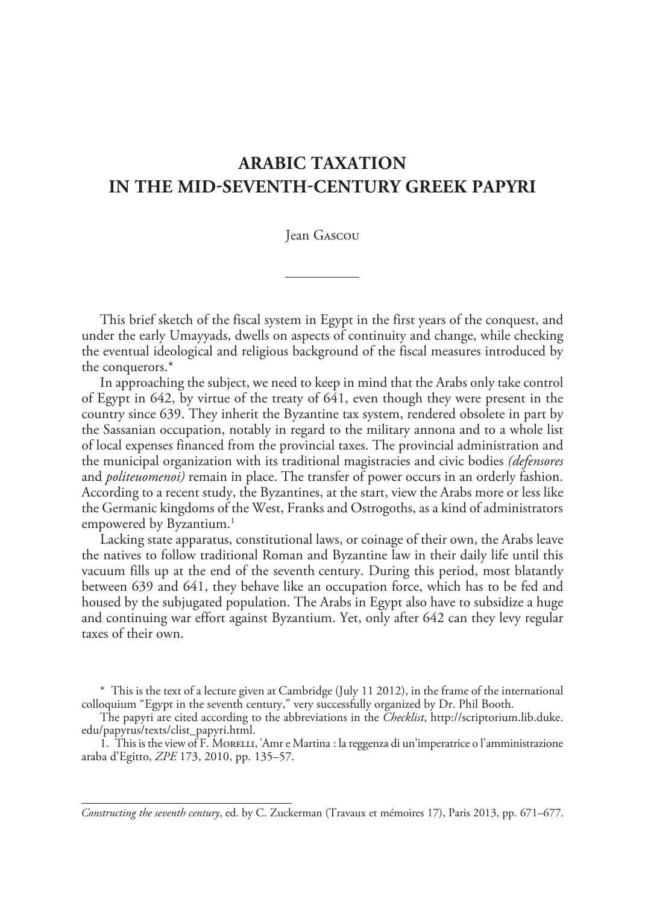# ARABIC TAXATION IN THE MID-SEVENTH-CENTURY GREEK PAPYRI

Jean Gascou

---

This brief sketch of the fiscal system in Egypt in the first years of the conquest, and under the early Umayyads, dwells on aspects of continuity and change, while checking the eventual ideological and religious background of the fiscal measures introduced by the conquerors.*

In approaching the subject, we need to keep in mind that the Arabs only take control of Egypt in 642, by virtue of the treaty of 641, even though they were present in the country since 639. They inherit the Byzantine tax system, rendered obsolete in part by the Sassanian occupation, notably in regard to the military annona and to a whole list of local expenses financed from the provincial taxes. The provincial administration and the municipal organization with its traditional magistracies and civic bodies *(defensores* and *politeuomenoi)* remain in place. The transfer of power occurs in an orderly fashion. According to a recent study, the Byzantines, at the start, view the Arabs more or less like the Germanic kingdoms of the West, Franks and Ostrogoths, as a kind of administrators empowered by Byzantium.[1]

Lacking state apparatus, constitutional laws, or coinage of their own, the Arabs leave the natives to follow traditional Roman and Byzantine law in their daily life until this vacuum fills up at the end of the seventh century. During this period, most blatantly between 639 and 641, they behave like an occupation force, which has to be fed and housed by the subjugated population. The Arabs in Egypt also have to subsidize a huge and continuing war effort against Byzantium. Yet, only after 642 can they levy regular taxes of their own.

---

\* This is the text of a lecture given at Cambridge (July 11 2012), in the frame of the international colloquium "Egypt in the seventh century," very successfully organized by Dr. Phil Booth.

The papyri are cited according to the abbreviations in the *Checklist*, http://scriptorium.lib.duke.edu/papyrus/texts/clist_papyri.html.

1. This is the view of F. Morelli, 'Amr e Martina : la reggenza di un'imperatrice o l'amministrazione araba d'Egitto, *ZPE* 173, 2010, pp. 135–57.

---

*Constructing the seventh century*, ed. by C. Zuckerman (Travaux et mémoires 17), Paris 2013, pp. 671–677.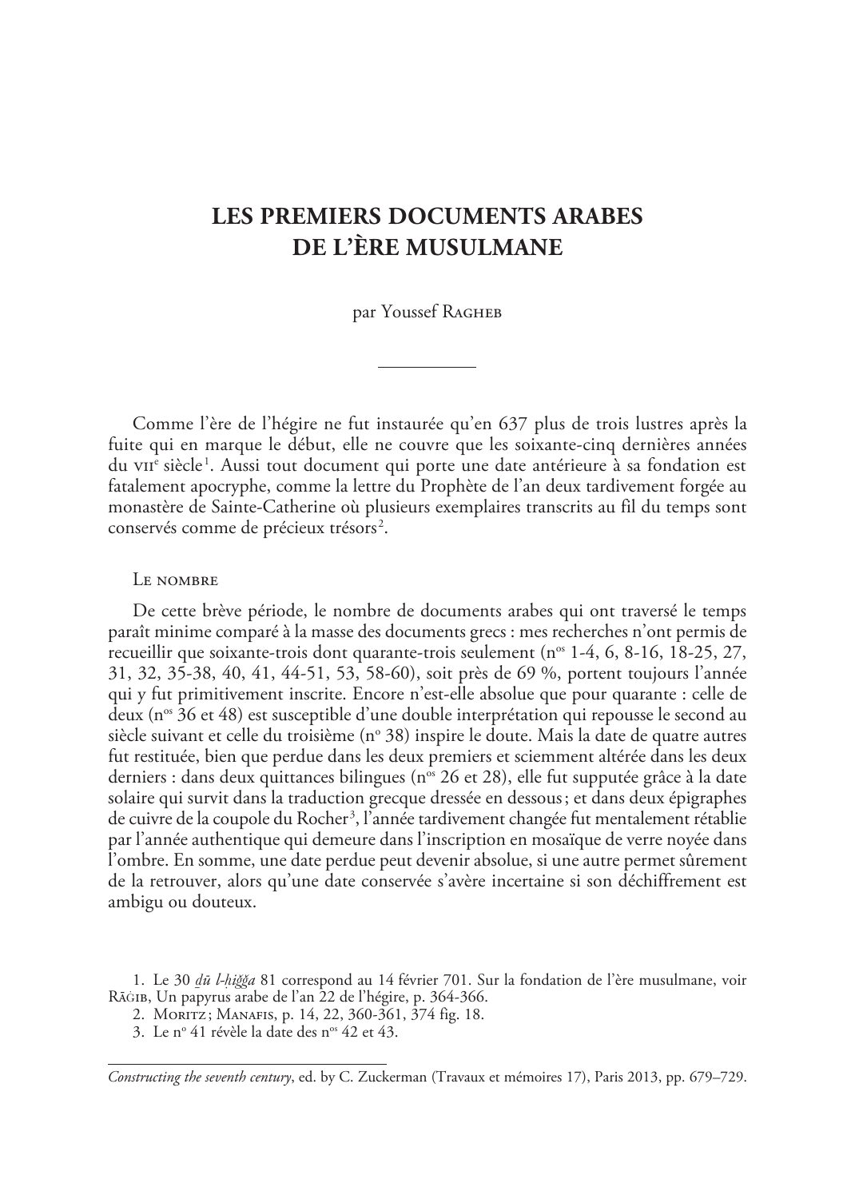# LES PREMIERS DOCUMENTS ARABES DE L'ÈRE MUSULMANE

par Youssef Ragheb

Comme l'ère de l'hégire ne fut instaurée qu'en 637 plus de trois lustres après la fuite qui en marque le début, elle ne couvre que les soixante-cinq dernières années du VII[e] siècle[1]. Aussi tout document qui porte une date antérieure à sa fondation est fatalement apocryphe, comme la lettre du Prophète de l'an deux tardivement forgée au monastère de Sainte-Catherine où plusieurs exemplaires transcrits au fil du temps sont conservés comme de précieux trésors[2].

Le nombre

De cette brève période, le nombre de documents arabes qui ont traversé le temps paraît minime comparé à la masse des documents grecs : mes recherches n'ont permis de recueillir que soixante-trois dont quarante-trois seulement (n[os] 1-4, 6, 8-16, 18-25, 27, 31, 32, 35-38, 40, 41, 44-51, 53, 58-60), soit près de 69 %, portent toujours l'année qui y fut primitivement inscrite. Encore n'est-elle absolue que pour quarante : celle de deux (n[os] 36 et 48) est susceptible d'une double interprétation qui repousse le second au siècle suivant et celle du troisième (n[o] 38) inspire le doute. Mais la date de quatre autres fut restituée, bien que perdue dans les deux premiers et sciemment altérée dans les deux derniers : dans deux quittances bilingues (n[os] 26 et 28), elle fut supputée grâce à la date solaire qui survit dans la traduction grecque dressée en dessous ; et dans deux épigraphes de cuivre de la coupole du Rocher[3], l'année tardivement changée fut mentalement rétablie par l'année authentique qui demeure dans l'inscription en mosaïque de verre noyée dans l'ombre. En somme, une date perdue peut devenir absolue, si une autre permet sûrement de la retrouver, alors qu'une date conservée s'avère incertaine si son déchiffrement est ambigu ou douteux.

1. Le 30 *ḏū l-ḥiǧǧa* 81 correspond au 14 février 701. Sur la fondation de l'ère musulmane, voir Rāġib, Un papyrus arabe de l'an 22 de l'hégire, p. 364-366.

2. Moritz ; Manafis, p. 14, 22, 360-361, 374 fig. 18.

3. Le n[o] 41 révèle la date des n[os] 42 et 43.

*Constructing the seventh century*, ed. by C. Zuckerman (Travaux et mémoires 17), Paris 2013, pp. 679–729.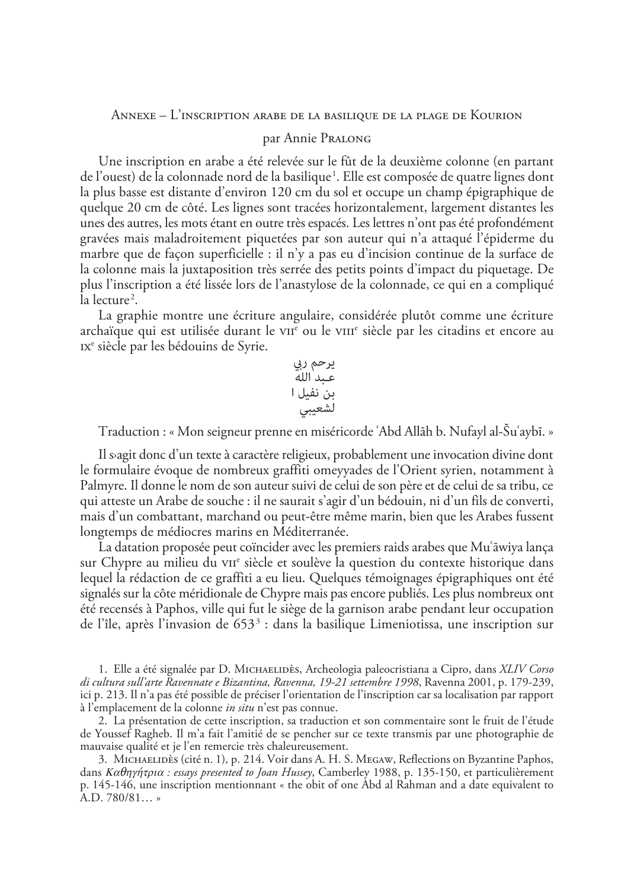## Annexe – L'inscription arabe de la basilique de la plage de Kourion

par Annie Pralong

Une inscription en arabe a été relevée sur le fût de la deuxième colonne (en partant de l'ouest) de la colonnade nord de la basilique[1]. Elle est composée de quatre lignes dont la plus basse est distante d'environ 120 cm du sol et occupe un champ épigraphique de quelque 20 cm de côté. Les lignes sont tracées horizontalement, largement distantes les unes des autres, les mots étant en outre très espacés. Les lettres n'ont pas été profondément gravées mais maladroitement piquetées par son auteur qui n'a attaqué l'épiderme du marbre que de façon superficielle : il n'y a pas eu d'incision continue de la surface de la colonne mais la juxtaposition très serrée des petits points d'impact du piquetage. De plus l'inscription a été lissée lors de l'anastylose de la colonnade, ce qui en a compliqué la lecture[2].

La graphie montre une écriture angulaire, considérée plutôt comme une écriture archaïque qui est utilisée durant le VII^e ou le VIII^e siècle par les citadins et encore au IX^e siècle par les bédouins de Syrie.

يرحم ربي
عـبد الله
بن نفيل ا
لشعيبي

Traduction : « Mon seigneur prenne en miséricorde ʿAbd Allāh b. Nufayl al-Šuʿaybī. »

Il s›agit donc d'un texte à caractère religieux, probablement une invocation divine dont le formulaire évoque de nombreux graffiti omeyyades de l'Orient syrien, notamment à Palmyre. Il donne le nom de son auteur suivi de celui de son père et de celui de sa tribu, ce qui atteste un Arabe de souche : il ne saurait s'agir d'un bédouin, ni d'un fils de converti, mais d'un combattant, marchand ou peut-être même marin, bien que les Arabes fussent longtemps de médiocres marins en Méditerranée.

La datation proposée peut coïncider avec les premiers raids arabes que Muʿāwiya lança sur Chypre au milieu du VII^e siècle et soulève la question du contexte historique dans lequel la rédaction de ce graffiti a eu lieu. Quelques témoignages épigraphiques ont été signalés sur la côte méridionale de Chypre mais pas encore publiés. Les plus nombreux ont été recensés à Paphos, ville qui fut le siège de la garnison arabe pendant leur occupation de l'île, après l'invasion de 653[3] : dans la basilique Limeniotissa, une inscription sur

1. Elle a été signalée par D. Michaelidès, Archeologia paleocristiana a Cipro, dans *XLIV Corso di cultura sull'arte Ravennate e Bizantina, Ravenna, 19-21 settembre 1998*, Ravenna 2001, p. 179-239, ici p. 213. Il n'a pas été possible de préciser l'orientation de l'inscription car sa localisation par rapport à l'emplacement de la colonne *in situ* n'est pas connue.

2. La présentation de cette inscription, sa traduction et son commentaire sont le fruit de l'étude de Youssef Ragheb. Il m'a fait l'amitié de se pencher sur ce texte transmis par une photographie de mauvaise qualité et je l'en remercie très chaleureusement.

3. Michaelidès (cité n. 1), p. 214. Voir dans A. H. S. Megaw, Reflections on Byzantine Paphos, dans *Καθηγήτρια : essays presented to Joan Hussey*, Camberley 1988, p. 135-150, et particulièrement p. 145-146, une inscription mentionnant « the obit of one Abd al Rahman and a date equivalent to A.D. 780/81… »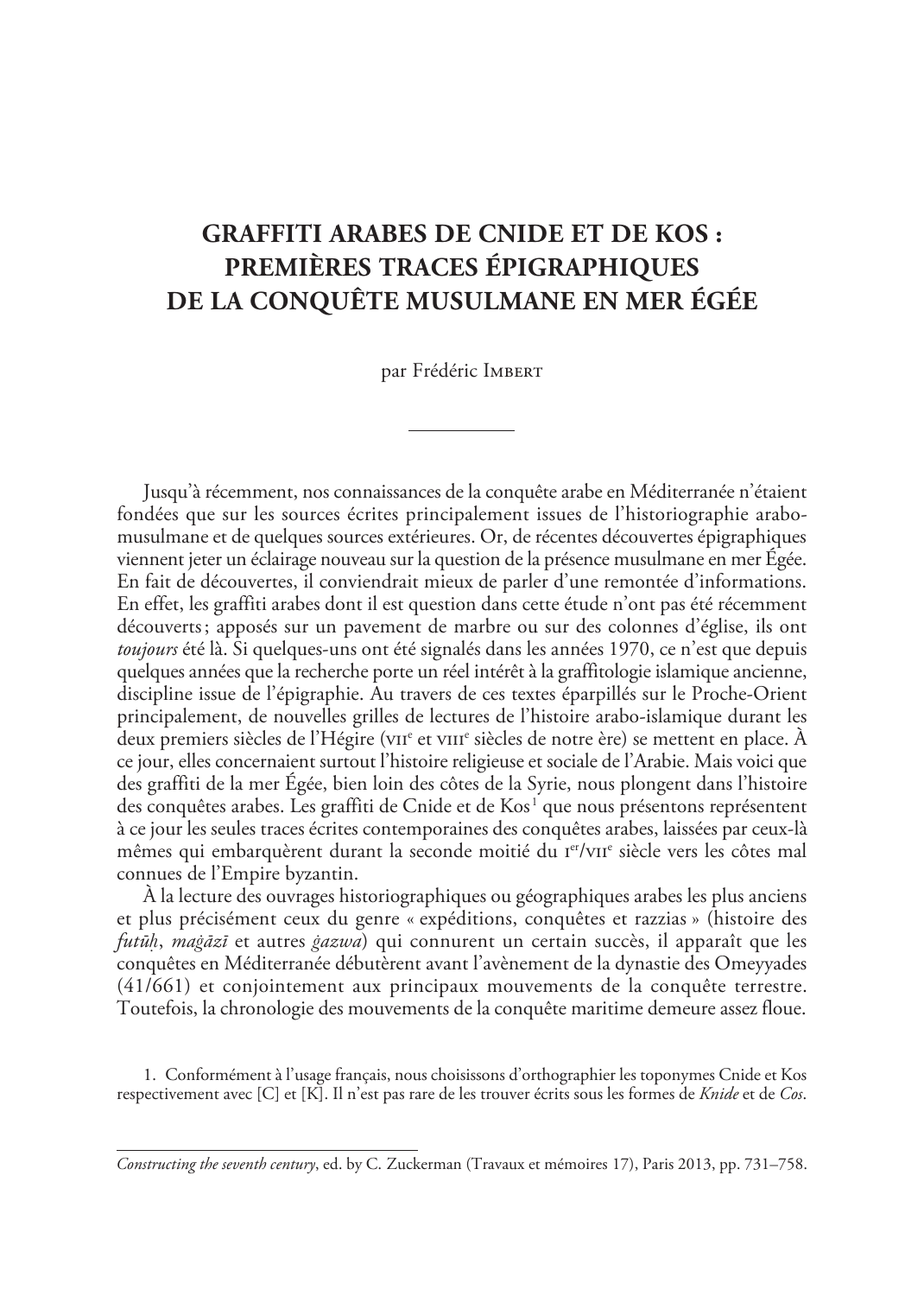# GRAFFITI ARABES DE CNIDE ET DE KOS : PREMIÈRES TRACES ÉPIGRAPHIQUES DE LA CONQUÊTE MUSULMANE EN MER ÉGÉE

par Frédéric Imbert

Jusqu'à récemment, nos connaissances de la conquête arabe en Méditerranée n'étaient fondées que sur les sources écrites principalement issues de l'historiographie arabo-musulmane et de quelques sources extérieures. Or, de récentes découvertes épigraphiques viennent jeter un éclairage nouveau sur la question de la présence musulmane en mer Égée. En fait de découvertes, il conviendrait mieux de parler d'une remontée d'informations. En effet, les graffiti arabes dont il est question dans cette étude n'ont pas été récemment découverts ; apposés sur un pavement de marbre ou sur des colonnes d'église, ils ont *toujours* été là. Si quelques-uns ont été signalés dans les années 1970, ce n'est que depuis quelques années que la recherche porte un réel intérêt à la graffitologie islamique ancienne, discipline issue de l'épigraphie. Au travers de ces textes éparpillés sur le Proche-Orient principalement, de nouvelles grilles de lectures de l'histoire arabo-islamique durant les deux premiers siècles de l'Hégire (VII^e^ et VIII^e^ siècles de notre ère) se mettent en place. À ce jour, elles concernaient surtout l'histoire religieuse et sociale de l'Arabie. Mais voici que des graffiti de la mer Égée, bien loin des côtes de la Syrie, nous plongent dans l'histoire des conquêtes arabes. Les graffiti de Cnide et de Kos[1] que nous présentons représentent à ce jour les seules traces écrites contemporaines des conquêtes arabes, laissées par ceux-là mêmes qui embarquèrent durant la seconde moitié du I^er^/VII^e^ siècle vers les côtes mal connues de l'Empire byzantin.

À la lecture des ouvrages historiographiques ou géographiques arabes les plus anciens et plus précisément ceux du genre « expéditions, conquêtes et razzias » (histoire des *futūḥ*, *maġāzī* et autres *ġazwa*) qui connurent un certain succès, il apparaît que les conquêtes en Méditerranée débutèrent avant l'avènement de la dynastie des Omeyyades (41/661) et conjointement aux principaux mouvements de la conquête terrestre. Toutefois, la chronologie des mouvements de la conquête maritime demeure assez floue.

1. Conformément à l'usage français, nous choisissons d'orthographier les toponymes Cnide et Kos respectivement avec [C] et [K]. Il n'est pas rare de les trouver écrits sous les formes de *Knide* et de *Cos*.

*Constructing the seventh century*, ed. by C. Zuckerman (Travaux et mémoires 17), Paris 2013, pp. 731–758.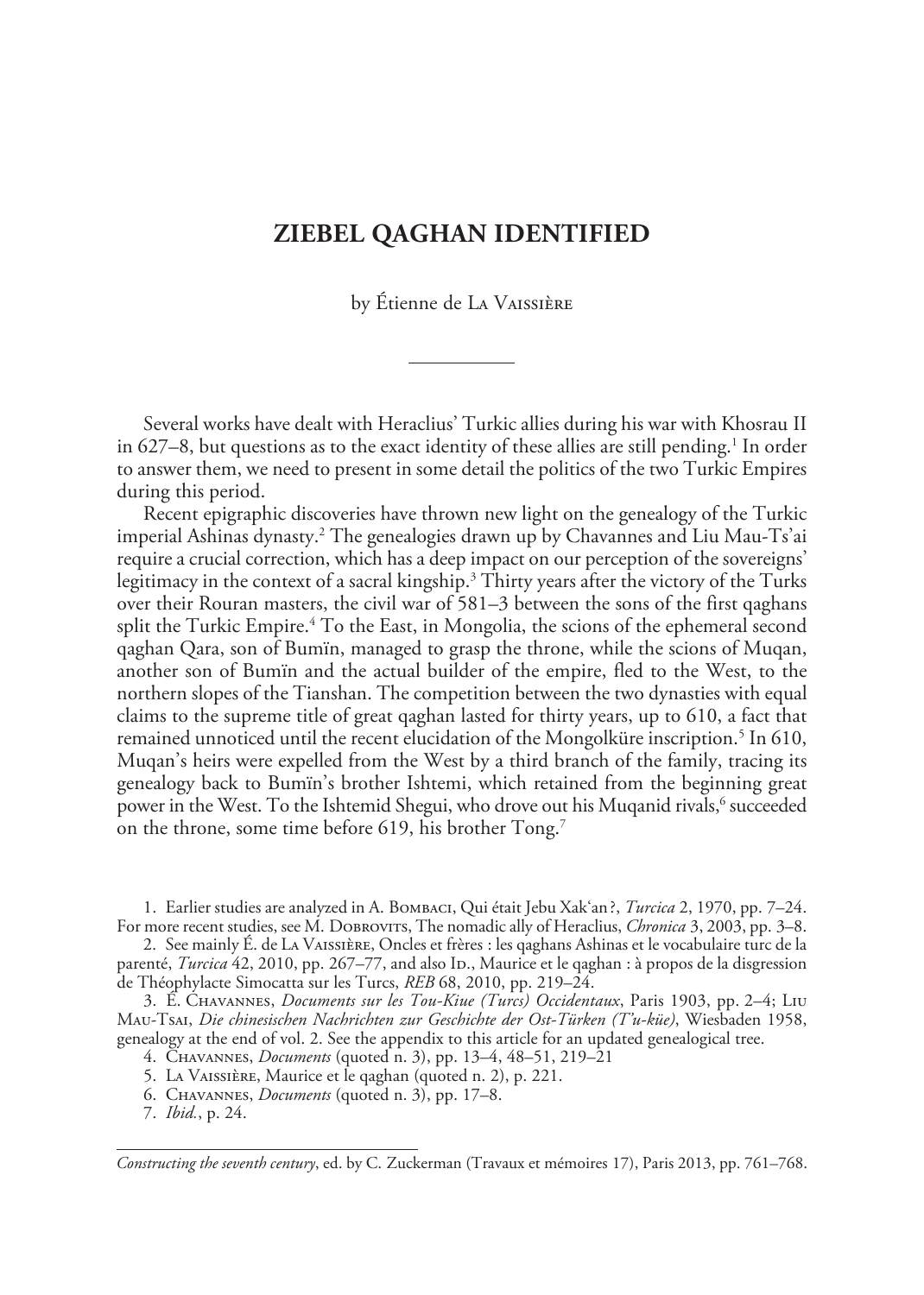# ZIEBEL QAGHAN IDENTIFIED

by Étienne de La Vaissière

---

Several works have dealt with Heraclius' Turkic allies during his war with Khosrau II in 627–8, but questions as to the exact identity of these allies are still pending.[1] In order to answer them, we need to present in some detail the politics of the two Turkic Empires during this period.

Recent epigraphic discoveries have thrown new light on the genealogy of the Turkic imperial Ashinas dynasty.[2] The genealogies drawn up by Chavannes and Liu Mau-Ts'ai require a crucial correction, which has a deep impact on our perception of the sovereigns' legitimacy in the context of a sacral kingship.[3] Thirty years after the victory of the Turks over their Rouran masters, the civil war of 581–3 between the sons of the first qaghans split the Turkic Empire.[4] To the East, in Mongolia, the scions of the ephemeral second qaghan Qara, son of Bumïn, managed to grasp the throne, while the scions of Muqan, another son of Bumïn and the actual builder of the empire, fled to the West, to the northern slopes of the Tianshan. The competition between the two dynasties with equal claims to the supreme title of great qaghan lasted for thirty years, up to 610, a fact that remained unnoticed until the recent elucidation of the Mongolküre inscription.[5] In 610, Muqan's heirs were expelled from the West by a third branch of the family, tracing its genealogy back to Bumïn's brother Ishtemi, which retained from the beginning great power in the West. To the Ishtemid Shegui, who drove out his Muqanid rivals,[6] succeeded on the throne, some time before 619, his brother Tong.[7]

1. Earlier studies are analyzed in A. Bombaci, Qui était Jebu Xak'an ?, *Turcica* 2, 1970, pp. 7–24. For more recent studies, see M. Dobrovits, The nomadic ally of Heraclius, *Chronica* 3, 2003, pp. 3–8.
2. See mainly É. de La Vaissière, Oncles et frères : les qaghans Ashinas et le vocabulaire turc de la parenté, *Turcica* 42, 2010, pp. 267–77, and also Id., Maurice et le qaghan : à propos de la disgression de Théophylacte Simocatta sur les Turcs, *REB* 68, 2010, pp. 219–24.
3. É. Chavannes, *Documents sur les Tou-Kiue (Turcs) Occidentaux*, Paris 1903, pp. 2–4; Liu Mau-Tsai, *Die chinesischen Nachrichten zur Geschichte der Ost-Türken (T'u-küe)*, Wiesbaden 1958, genealogy at the end of vol. 2. See the appendix to this article for an updated genealogical tree.
4. Chavannes, *Documents* (quoted n. 3), pp. 13–4, 48–51, 219–21
5. La Vaissière, Maurice et le qaghan (quoted n. 2), p. 221.
6. Chavannes, *Documents* (quoted n. 3), pp. 17–8.
7. *Ibid.*, p. 24.

*Constructing the seventh century*, ed. by C. Zuckerman (Travaux et mémoires 17), Paris 2013, pp. 761–768.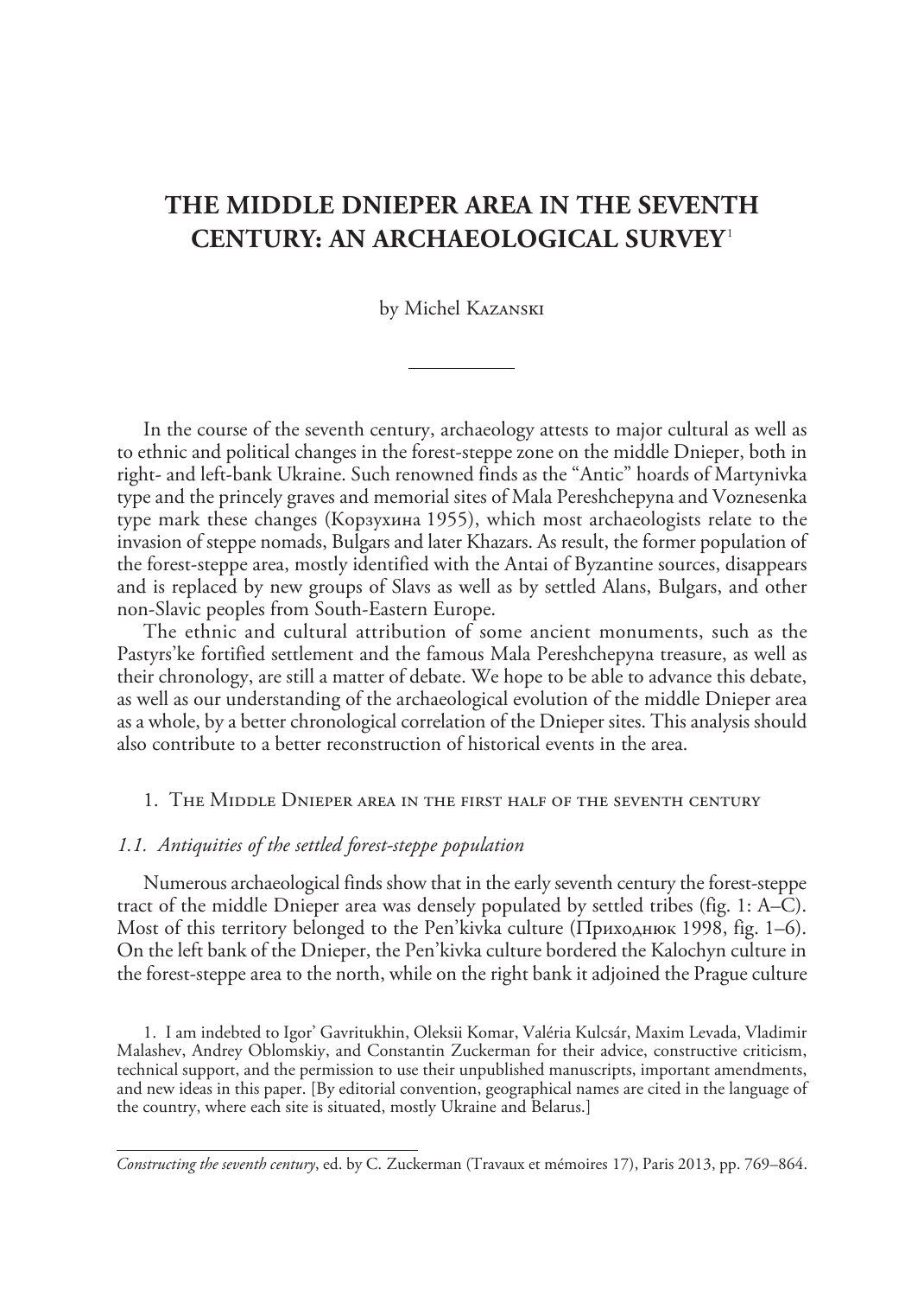# THE MIDDLE DNIEPER AREA IN THE SEVENTH CENTURY: AN ARCHAEOLOGICAL SURVEY[1]

by Michel Kazanski

In the course of the seventh century, archaeology attests to major cultural as well as to ethnic and political changes in the forest-steppe zone on the middle Dnieper, both in right- and left-bank Ukraine. Such renowned finds as the "Antic" hoards of Martynivka type and the princely graves and memorial sites of Mala Pereshchepyna and Voznesenka type mark these changes (Корзухина 1955), which most archaeologists relate to the invasion of steppe nomads, Bulgars and later Khazars. As result, the former population of the forest-steppe area, mostly identified with the Antai of Byzantine sources, disappears and is replaced by new groups of Slavs as well as by settled Alans, Bulgars, and other non-Slavic peoples from South-Eastern Europe.

The ethnic and cultural attribution of some ancient monuments, such as the Pastyrs'ke fortified settlement and the famous Mala Pereshchepyna treasure, as well as their chronology, are still a matter of debate. We hope to be able to advance this debate, as well as our understanding of the archaeological evolution of the middle Dnieper area as a whole, by a better chronological correlation of the Dnieper sites. This analysis should also contribute to a better reconstruction of historical events in the area.

## 1. The Middle Dnieper area in the first half of the seventh century

### *1.1. Antiquities of the settled forest-steppe population*

Numerous archaeological finds show that in the early seventh century the forest-steppe tract of the middle Dnieper area was densely populated by settled tribes (fig. 1: A–C). Most of this territory belonged to the Pen'kivka culture (Приходнюк 1998, fig. 1–6). On the left bank of the Dnieper, the Pen'kivka culture bordered the Kalochyn culture in the forest-steppe area to the north, while on the right bank it adjoined the Prague culture

1. I am indebted to Igor' Gavritukhin, Oleksii Komar, Valéria Kulcsár, Maxim Levada, Vladimir Malashev, Andrey Oblomskiy, and Constantin Zuckerman for their advice, constructive criticism, technical support, and the permission to use their unpublished manuscripts, important amendments, and new ideas in this paper. [By editorial convention, geographical names are cited in the language of the country, where each site is situated, mostly Ukraine and Belarus.]

*Constructing the seventh century*, ed. by C. Zuckerman (Travaux et mémoires 17), Paris 2013, pp. 769–864.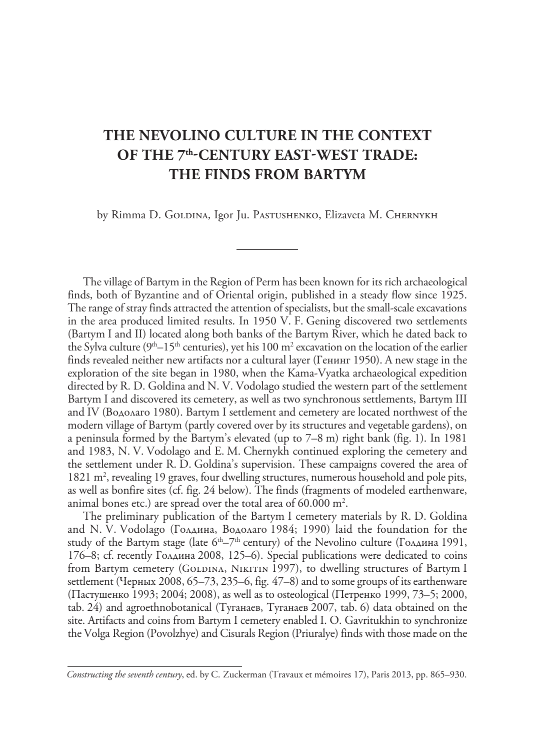# THE NEVOLINO CULTURE IN THE CONTEXT OF THE 7th-CENTURY EAST-WEST TRADE: THE FINDS FROM BARTYM

by Rimma D. Goldina, Igor Ju. Pastushenko, Elizaveta M. Chernykh

---

The village of Bartym in the Region of Perm has been known for its rich archaeological finds, both of Byzantine and of Oriental origin, published in a steady flow since 1925. The range of stray finds attracted the attention of specialists, but the small-scale excavations in the area produced limited results. In 1950 V. F. Gening discovered two settlements (Bartym I and II) located along both banks of the Bartym River, which he dated back to the Sylva culture (9th–15th centuries), yet his 100 m² excavation on the location of the earlier finds revealed neither new artifacts nor a cultural layer (Генинг 1950). A new stage in the exploration of the site began in 1980, when the Kama-Vyatka archaeological expedition directed by R. D. Goldina and N. V. Vodolago studied the western part of the settlement Bartym I and discovered its cemetery, as well as two synchronous settlements, Bartym III and IV (Водолаго 1980). Bartym I settlement and cemetery are located northwest of the modern village of Bartym (partly covered over by its structures and vegetable gardens), on a peninsula formed by the Bartym's elevated (up to 7–8 m) right bank (fig. 1). In 1981 and 1983, N. V. Vodolago and E. M. Chernykh continued exploring the cemetery and the settlement under R. D. Goldina's supervision. These campaigns covered the area of 1821 m², revealing 19 graves, four dwelling structures, numerous household and pole pits, as well as bonfire sites (cf. fig. 24 below). The finds (fragments of modeled earthenware, animal bones etc.) are spread over the total area of 60.000 m².

The preliminary publication of the Bartym I cemetery materials by R. D. Goldina and N. V. Vodolago (Голдина, Водолаго 1984; 1990) laid the foundation for the study of the Bartym stage (late 6th–7th century) of the Nevolino culture (Голдина 1991, 176–8; cf. recently Голдина 2008, 125–6). Special publications were dedicated to coins from Bartym cemetery (Goldina, Nikitin 1997), to dwelling structures of Bartym I settlement (Черных 2008, 65–73, 235–6, fig. 47–8) and to some groups of its earthenware (Пастушенко 1993; 2004; 2008), as well as to osteological (Петренко 1999, 73–5; 2000, tab. 24) and agroethnobotanical (Туганаев, Туганаев 2007, tab. 6) data obtained on the site. Artifacts and coins from Bartym I cemetery enabled I. O. Gavritukhin to synchronize the Volga Region (Povolzhye) and Cisurals Region (Priuralye) finds with those made on the

---

*Constructing the seventh century*, ed. by C. Zuckerman (Travaux et mémoires 17), Paris 2013, pp. 865–930.